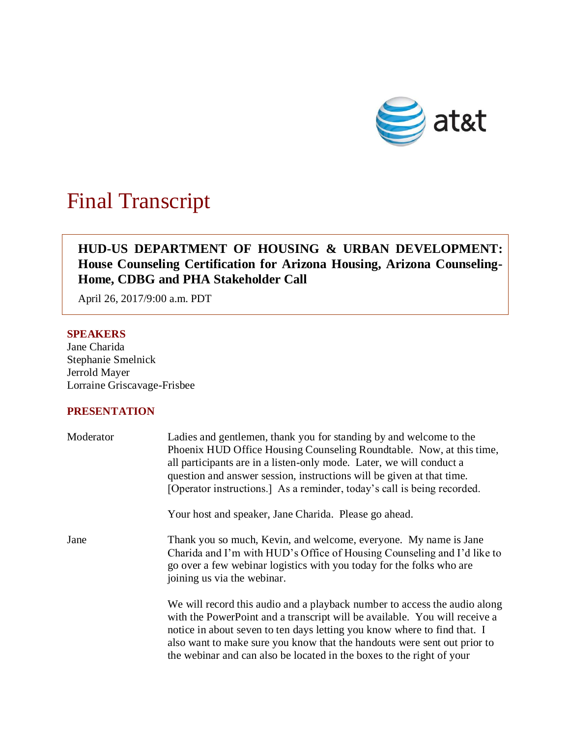# Final Transcript

**HUD-US DEPARTMENT OF HOUSING & URBAN DEVELOPMENT: House Counseling Certification for Arizona Housing, Arizona Counseling-Home, CDBG and PHA Stakeholder Call**

April 26, 2017/9:00 a.m. PDT

## SPEAKERS

Jane Charida
Stephanie Smelnick
Jerrold Mayer
Lorraine Griscavage-Frisbee

## PRESENTATION

| | |
|---|---|
| Moderator | Ladies and gentlemen, thank you for standing by and welcome to the Phoenix HUD Office Housing Counseling Roundtable. Now, at this time, all participants are in a listen-only mode. Later, we will conduct a question and answer session, instructions will be given at that time. [Operator instructions.] As a reminder, today's call is being recorded.<br><br>Your host and speaker, Jane Charida. Please go ahead. |
| Jane | Thank you so much, Kevin, and welcome, everyone. My name is Jane Charida and I'm with HUD's Office of Housing Counseling and I'd like to go over a few webinar logistics with you today for the folks who are joining us via the webinar.<br><br>We will record this audio and a playback number to access the audio along with the PowerPoint and a transcript will be available. You will receive a notice in about seven to ten days letting you know where to find that. I also want to make sure you know that the handouts were sent out prior to the webinar and can also be located in the boxes to the right of your |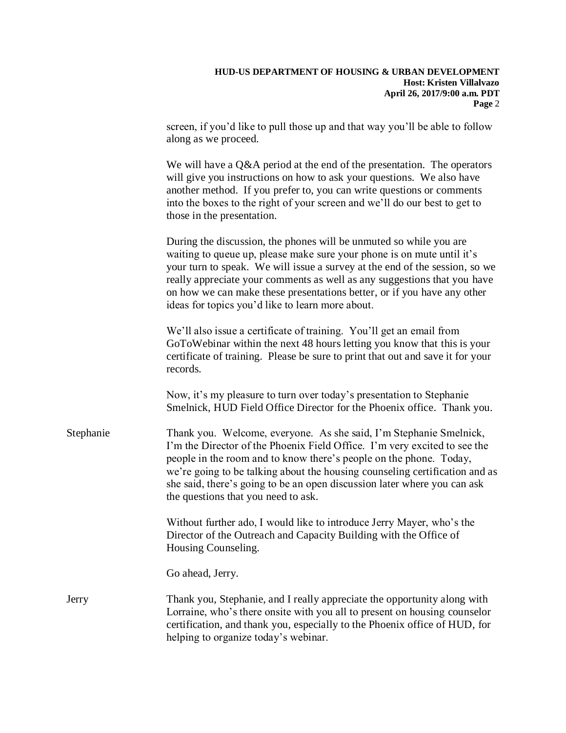screen, if you'd like to pull those up and that way you'll be able to follow along as we proceed.

We will have a Q&A period at the end of the presentation. The operators will give you instructions on how to ask your questions. We also have another method. If you prefer to, you can write questions or comments into the boxes to the right of your screen and we'll do our best to get to those in the presentation.

During the discussion, the phones will be unmuted so while you are waiting to queue up, please make sure your phone is on mute until it's your turn to speak. We will issue a survey at the end of the session, so we really appreciate your comments as well as any suggestions that you have on how we can make these presentations better, or if you have any other ideas for topics you'd like to learn more about.

We'll also issue a certificate of training. You'll get an email from GoToWebinar within the next 48 hours letting you know that this is your certificate of training. Please be sure to print that out and save it for your records.

Now, it's my pleasure to turn over today's presentation to Stephanie Smelnick, HUD Field Office Director for the Phoenix office. Thank you.

Stephanie: Thank you. Welcome, everyone. As she said, I'm Stephanie Smelnick, I'm the Director of the Phoenix Field Office. I'm very excited to see the people in the room and to know there's people on the phone. Today, we're going to be talking about the housing counseling certification and as she said, there's going to be an open discussion later where you can ask the questions that you need to ask.

Without further ado, I would like to introduce Jerry Mayer, who's the Director of the Outreach and Capacity Building with the Office of Housing Counseling.

Go ahead, Jerry.

Jerry: Thank you, Stephanie, and I really appreciate the opportunity along with Lorraine, who's there onsite with you all to present on housing counselor certification, and thank you, especially to the Phoenix office of HUD, for helping to organize today's webinar.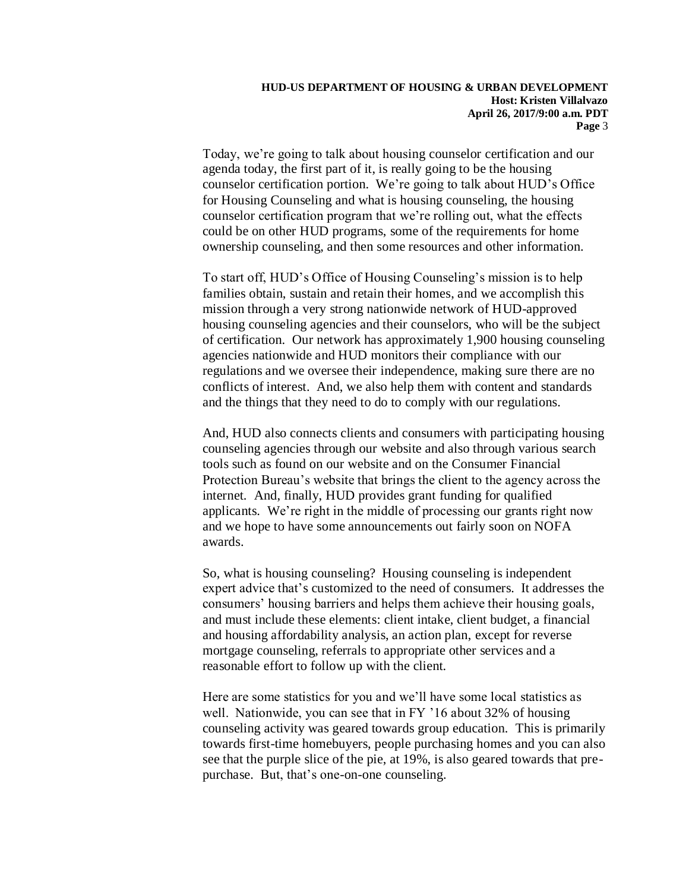Today, we're going to talk about housing counselor certification and our agenda today, the first part of it, is really going to be the housing counselor certification portion. We're going to talk about HUD's Office for Housing Counseling and what is housing counseling, the housing counselor certification program that we're rolling out, what the effects could be on other HUD programs, some of the requirements for home ownership counseling, and then some resources and other information.

To start off, HUD's Office of Housing Counseling's mission is to help families obtain, sustain and retain their homes, and we accomplish this mission through a very strong nationwide network of HUD-approved housing counseling agencies and their counselors, who will be the subject of certification. Our network has approximately 1,900 housing counseling agencies nationwide and HUD monitors their compliance with our regulations and we oversee their independence, making sure there are no conflicts of interest. And, we also help them with content and standards and the things that they need to do to comply with our regulations.

And, HUD also connects clients and consumers with participating housing counseling agencies through our website and also through various search tools such as found on our website and on the Consumer Financial Protection Bureau's website that brings the client to the agency across the internet. And, finally, HUD provides grant funding for qualified applicants. We're right in the middle of processing our grants right now and we hope to have some announcements out fairly soon on NOFA awards.

So, what is housing counseling? Housing counseling is independent expert advice that's customized to the need of consumers. It addresses the consumers' housing barriers and helps them achieve their housing goals, and must include these elements: client intake, client budget, a financial and housing affordability analysis, an action plan, except for reverse mortgage counseling, referrals to appropriate other services and a reasonable effort to follow up with the client.

Here are some statistics for you and we'll have some local statistics as well. Nationwide, you can see that in FY '16 about 32% of housing counseling activity was geared towards group education. This is primarily towards first-time homebuyers, people purchasing homes and you can also see that the purple slice of the pie, at 19%, is also geared towards that pre-purchase. But, that's one-on-one counseling.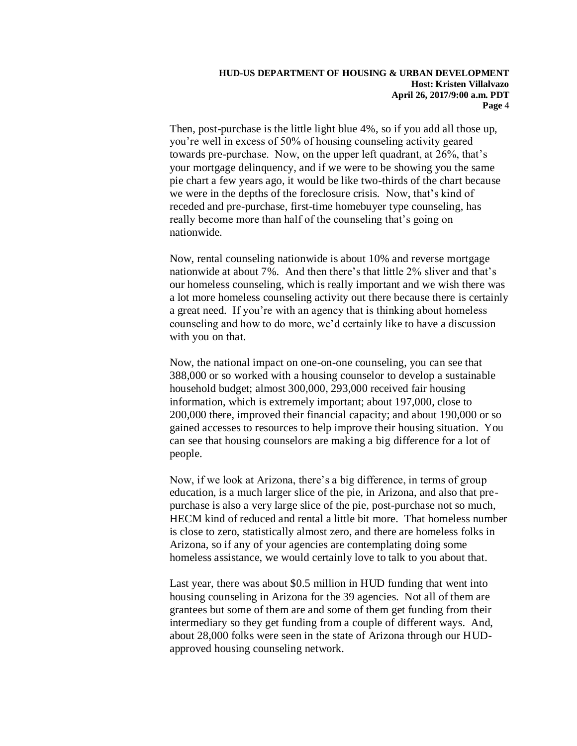Then, post-purchase is the little light blue 4%, so if you add all those up, you're well in excess of 50% of housing counseling activity geared towards pre-purchase. Now, on the upper left quadrant, at 26%, that's your mortgage delinquency, and if we were to be showing you the same pie chart a few years ago, it would be like two-thirds of the chart because we were in the depths of the foreclosure crisis. Now, that's kind of receded and pre-purchase, first-time homebuyer type counseling, has really become more than half of the counseling that's going on nationwide.

Now, rental counseling nationwide is about 10% and reverse mortgage nationwide at about 7%. And then there's that little 2% sliver and that's our homeless counseling, which is really important and we wish there was a lot more homeless counseling activity out there because there is certainly a great need. If you're with an agency that is thinking about homeless counseling and how to do more, we'd certainly like to have a discussion with you on that.

Now, the national impact on one-on-one counseling, you can see that 388,000 or so worked with a housing counselor to develop a sustainable household budget; almost 300,000, 293,000 received fair housing information, which is extremely important; about 197,000, close to 200,000 there, improved their financial capacity; and about 190,000 or so gained accesses to resources to help improve their housing situation. You can see that housing counselors are making a big difference for a lot of people.

Now, if we look at Arizona, there's a big difference, in terms of group education, is a much larger slice of the pie, in Arizona, and also that pre-purchase is also a very large slice of the pie, post-purchase not so much, HECM kind of reduced and rental a little bit more. That homeless number is close to zero, statistically almost zero, and there are homeless folks in Arizona, so if any of your agencies are contemplating doing some homeless assistance, we would certainly love to talk to you about that.

Last year, there was about $0.5 million in HUD funding that went into housing counseling in Arizona for the 39 agencies. Not all of them are grantees but some of them are and some of them get funding from their intermediary so they get funding from a couple of different ways. And, about 28,000 folks were seen in the state of Arizona through our HUD-approved housing counseling network.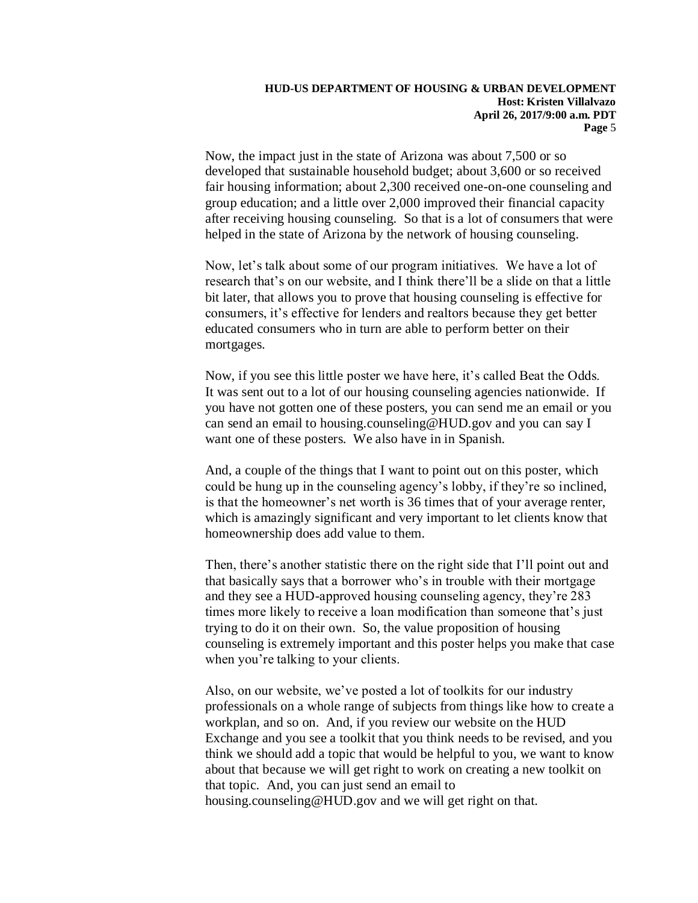Now, the impact just in the state of Arizona was about 7,500 or so developed that sustainable household budget; about 3,600 or so received fair housing information; about 2,300 received one-on-one counseling and group education; and a little over 2,000 improved their financial capacity after receiving housing counseling. So that is a lot of consumers that were helped in the state of Arizona by the network of housing counseling.

Now, let's talk about some of our program initiatives. We have a lot of research that's on our website, and I think there'll be a slide on that a little bit later, that allows you to prove that housing counseling is effective for consumers, it's effective for lenders and realtors because they get better educated consumers who in turn are able to perform better on their mortgages.

Now, if you see this little poster we have here, it's called Beat the Odds. It was sent out to a lot of our housing counseling agencies nationwide. If you have not gotten one of these posters, you can send me an email or you can send an email to housing.counseling@HUD.gov and you can say I want one of these posters. We also have in in Spanish.

And, a couple of the things that I want to point out on this poster, which could be hung up in the counseling agency's lobby, if they're so inclined, is that the homeowner's net worth is 36 times that of your average renter, which is amazingly significant and very important to let clients know that homeownership does add value to them.

Then, there's another statistic there on the right side that I'll point out and that basically says that a borrower who's in trouble with their mortgage and they see a HUD-approved housing counseling agency, they're 283 times more likely to receive a loan modification than someone that's just trying to do it on their own. So, the value proposition of housing counseling is extremely important and this poster helps you make that case when you're talking to your clients.

Also, on our website, we've posted a lot of toolkits for our industry professionals on a whole range of subjects from things like how to create a workplan, and so on. And, if you review our website on the HUD Exchange and you see a toolkit that you think needs to be revised, and you think we should add a topic that would be helpful to you, we want to know about that because we will get right to work on creating a new toolkit on that topic. And, you can just send an email to housing.counseling@HUD.gov and we will get right on that.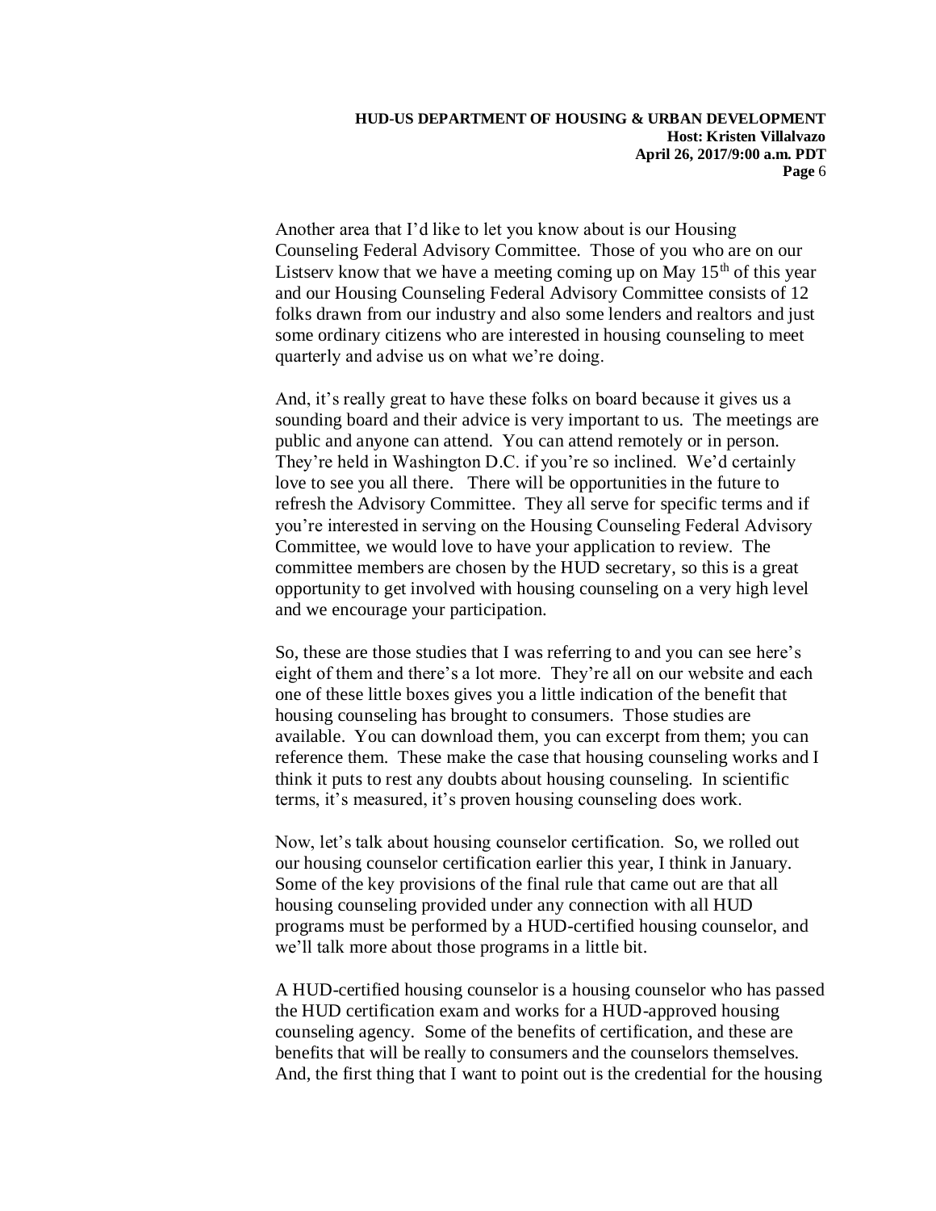Another area that I'd like to let you know about is our Housing Counseling Federal Advisory Committee. Those of you who are on our Listserv know that we have a meeting coming up on May 15th of this year and our Housing Counseling Federal Advisory Committee consists of 12 folks drawn from our industry and also some lenders and realtors and just some ordinary citizens who are interested in housing counseling to meet quarterly and advise us on what we're doing.

And, it's really great to have these folks on board because it gives us a sounding board and their advice is very important to us. The meetings are public and anyone can attend. You can attend remotely or in person. They're held in Washington D.C. if you're so inclined. We'd certainly love to see you all there. There will be opportunities in the future to refresh the Advisory Committee. They all serve for specific terms and if you're interested in serving on the Housing Counseling Federal Advisory Committee, we would love to have your application to review. The committee members are chosen by the HUD secretary, so this is a great opportunity to get involved with housing counseling on a very high level and we encourage your participation.

So, these are those studies that I was referring to and you can see here's eight of them and there's a lot more. They're all on our website and each one of these little boxes gives you a little indication of the benefit that housing counseling has brought to consumers. Those studies are available. You can download them, you can excerpt from them; you can reference them. These make the case that housing counseling works and I think it puts to rest any doubts about housing counseling. In scientific terms, it's measured, it's proven housing counseling does work.

Now, let's talk about housing counselor certification. So, we rolled out our housing counselor certification earlier this year, I think in January. Some of the key provisions of the final rule that came out are that all housing counseling provided under any connection with all HUD programs must be performed by a HUD-certified housing counselor, and we'll talk more about those programs in a little bit.

A HUD-certified housing counselor is a housing counselor who has passed the HUD certification exam and works for a HUD-approved housing counseling agency. Some of the benefits of certification, and these are benefits that will be really to consumers and the counselors themselves. And, the first thing that I want to point out is the credential for the housing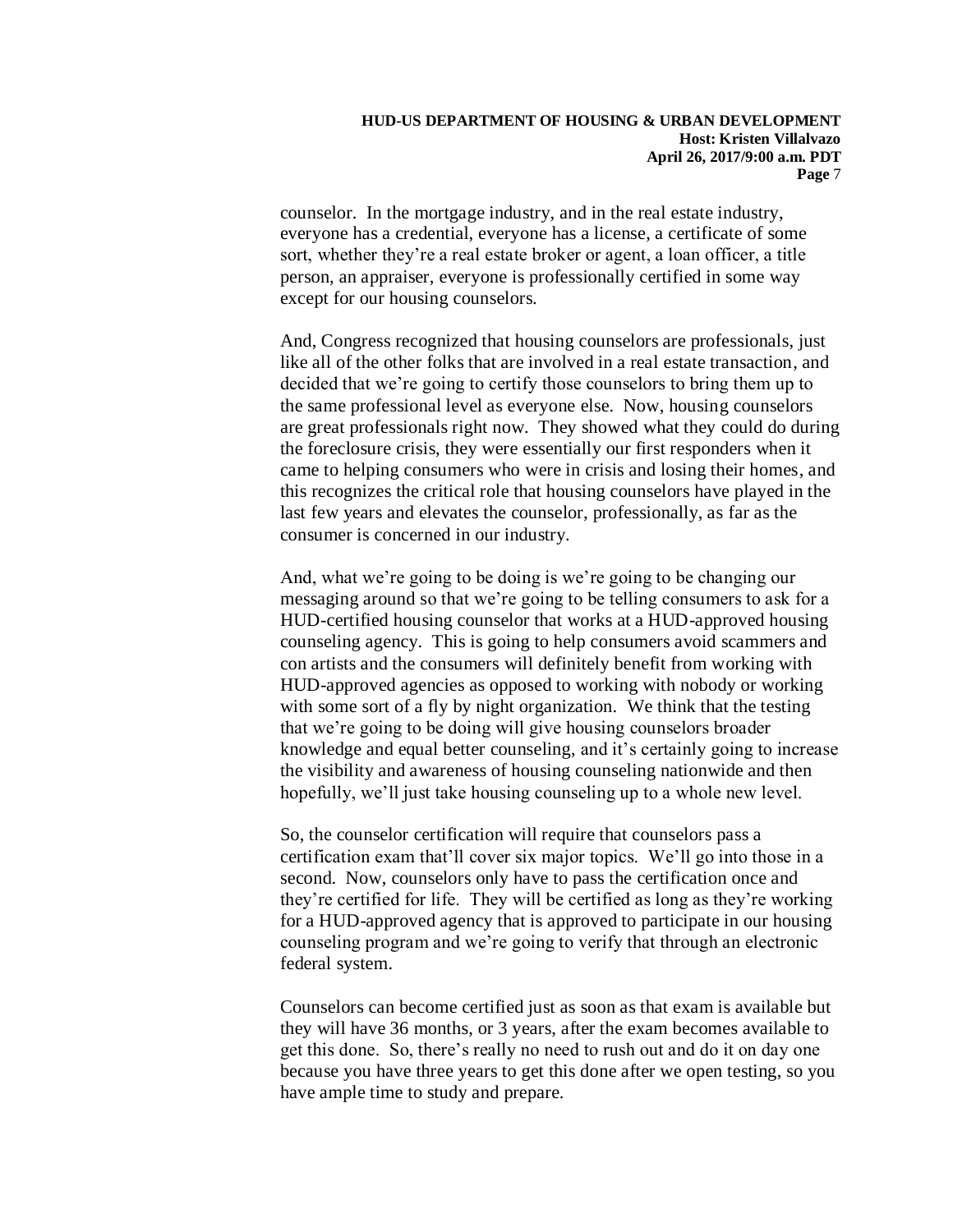counselor. In the mortgage industry, and in the real estate industry, everyone has a credential, everyone has a license, a certificate of some sort, whether they're a real estate broker or agent, a loan officer, a title person, an appraiser, everyone is professionally certified in some way except for our housing counselors.

And, Congress recognized that housing counselors are professionals, just like all of the other folks that are involved in a real estate transaction, and decided that we're going to certify those counselors to bring them up to the same professional level as everyone else. Now, housing counselors are great professionals right now. They showed what they could do during the foreclosure crisis, they were essentially our first responders when it came to helping consumers who were in crisis and losing their homes, and this recognizes the critical role that housing counselors have played in the last few years and elevates the counselor, professionally, as far as the consumer is concerned in our industry.

And, what we're going to be doing is we're going to be changing our messaging around so that we're going to be telling consumers to ask for a HUD-certified housing counselor that works at a HUD-approved housing counseling agency. This is going to help consumers avoid scammers and con artists and the consumers will definitely benefit from working with HUD-approved agencies as opposed to working with nobody or working with some sort of a fly by night organization. We think that the testing that we're going to be doing will give housing counselors broader knowledge and equal better counseling, and it's certainly going to increase the visibility and awareness of housing counseling nationwide and then hopefully, we'll just take housing counseling up to a whole new level.

So, the counselor certification will require that counselors pass a certification exam that'll cover six major topics. We'll go into those in a second. Now, counselors only have to pass the certification once and they're certified for life. They will be certified as long as they're working for a HUD-approved agency that is approved to participate in our housing counseling program and we're going to verify that through an electronic federal system.

Counselors can become certified just as soon as that exam is available but they will have 36 months, or 3 years, after the exam becomes available to get this done. So, there's really no need to rush out and do it on day one because you have three years to get this done after we open testing, so you have ample time to study and prepare.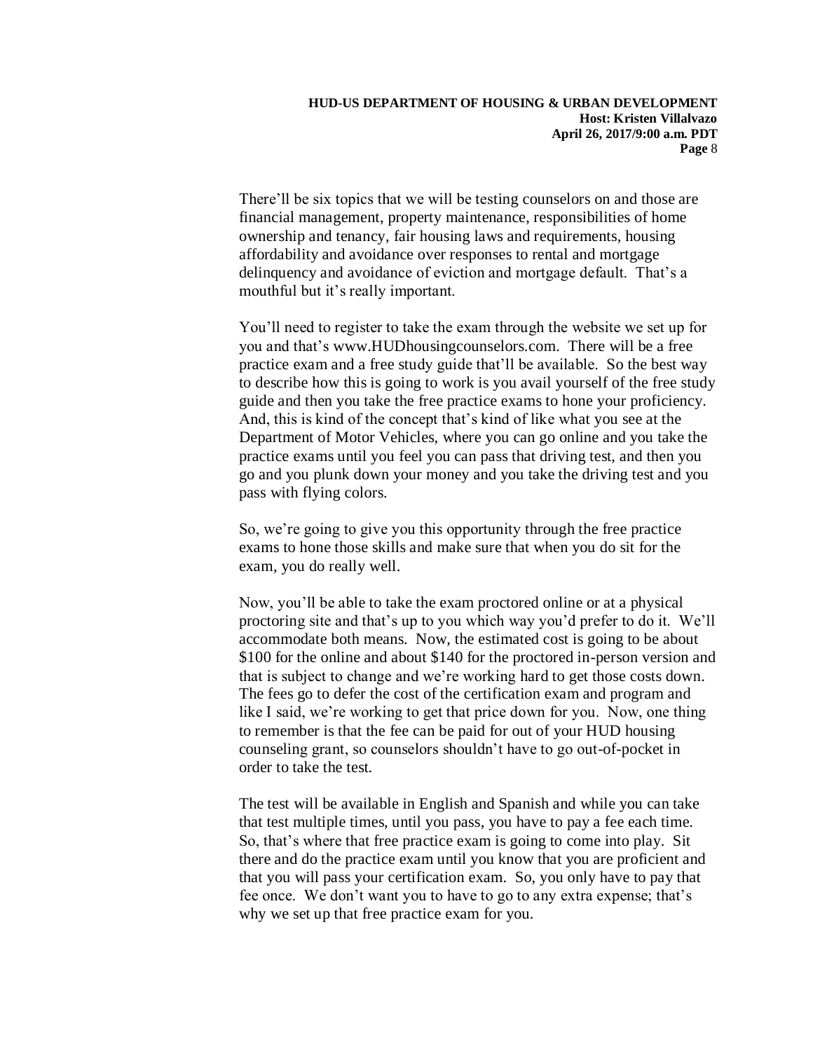There'll be six topics that we will be testing counselors on and those are financial management, property maintenance, responsibilities of home ownership and tenancy, fair housing laws and requirements, housing affordability and avoidance over responses to rental and mortgage delinquency and avoidance of eviction and mortgage default. That's a mouthful but it's really important.

You'll need to register to take the exam through the website we set up for you and that's www.HUDhousingcounselors.com. There will be a free practice exam and a free study guide that'll be available. So the best way to describe how this is going to work is you avail yourself of the free study guide and then you take the free practice exams to hone your proficiency. And, this is kind of the concept that's kind of like what you see at the Department of Motor Vehicles, where you can go online and you take the practice exams until you feel you can pass that driving test, and then you go and you plunk down your money and you take the driving test and you pass with flying colors.

So, we're going to give you this opportunity through the free practice exams to hone those skills and make sure that when you do sit for the exam, you do really well.

Now, you'll be able to take the exam proctored online or at a physical proctoring site and that's up to you which way you'd prefer to do it. We'll accommodate both means. Now, the estimated cost is going to be about $100 for the online and about $140 for the proctored in-person version and that is subject to change and we're working hard to get those costs down. The fees go to defer the cost of the certification exam and program and like I said, we're working to get that price down for you. Now, one thing to remember is that the fee can be paid for out of your HUD housing counseling grant, so counselors shouldn't have to go out-of-pocket in order to take the test.

The test will be available in English and Spanish and while you can take that test multiple times, until you pass, you have to pay a fee each time. So, that's where that free practice exam is going to come into play. Sit there and do the practice exam until you know that you are proficient and that you will pass your certification exam. So, you only have to pay that fee once. We don't want you to have to go to any extra expense; that's why we set up that free practice exam for you.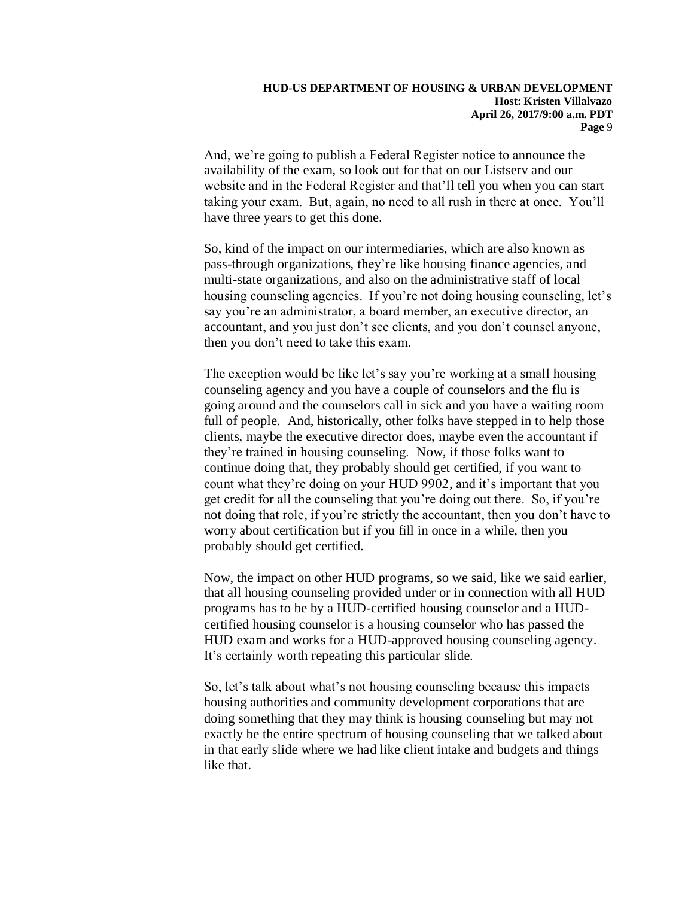And, we're going to publish a Federal Register notice to announce the availability of the exam, so look out for that on our Listserv and our website and in the Federal Register and that'll tell you when you can start taking your exam. But, again, no need to all rush in there at once. You'll have three years to get this done.

So, kind of the impact on our intermediaries, which are also known as pass-through organizations, they're like housing finance agencies, and multi-state organizations, and also on the administrative staff of local housing counseling agencies. If you're not doing housing counseling, let's say you're an administrator, a board member, an executive director, an accountant, and you just don't see clients, and you don't counsel anyone, then you don't need to take this exam.

The exception would be like let's say you're working at a small housing counseling agency and you have a couple of counselors and the flu is going around and the counselors call in sick and you have a waiting room full of people. And, historically, other folks have stepped in to help those clients, maybe the executive director does, maybe even the accountant if they're trained in housing counseling. Now, if those folks want to continue doing that, they probably should get certified, if you want to count what they're doing on your HUD 9902, and it's important that you get credit for all the counseling that you're doing out there. So, if you're not doing that role, if you're strictly the accountant, then you don't have to worry about certification but if you fill in once in a while, then you probably should get certified.

Now, the impact on other HUD programs, so we said, like we said earlier, that all housing counseling provided under or in connection with all HUD programs has to be by a HUD-certified housing counselor and a HUD-certified housing counselor is a housing counselor who has passed the HUD exam and works for a HUD-approved housing counseling agency. It's certainly worth repeating this particular slide.

So, let's talk about what's not housing counseling because this impacts housing authorities and community development corporations that are doing something that they may think is housing counseling but may not exactly be the entire spectrum of housing counseling that we talked about in that early slide where we had like client intake and budgets and things like that.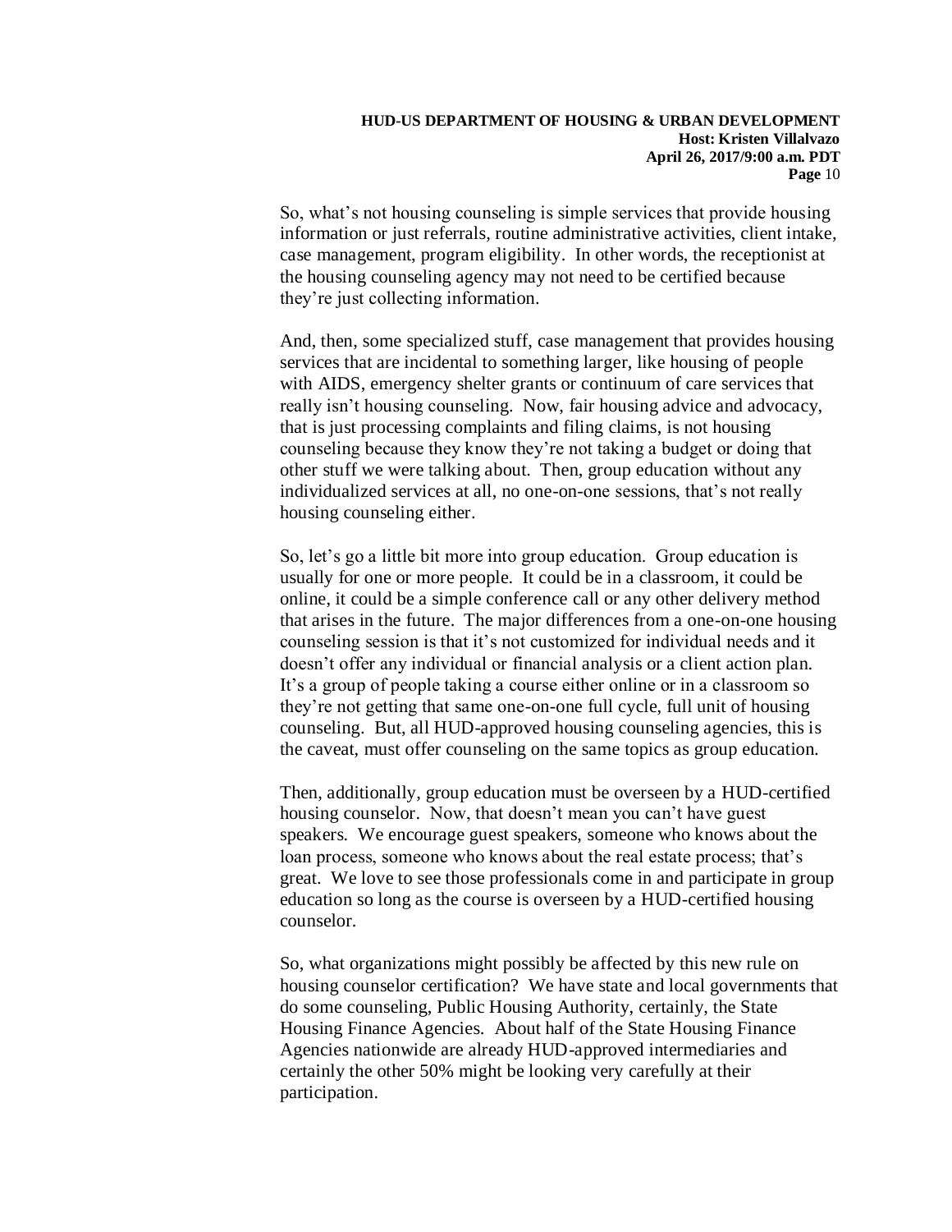So, what's not housing counseling is simple services that provide housing information or just referrals, routine administrative activities, client intake, case management, program eligibility. In other words, the receptionist at the housing counseling agency may not need to be certified because they're just collecting information.

And, then, some specialized stuff, case management that provides housing services that are incidental to something larger, like housing of people with AIDS, emergency shelter grants or continuum of care services that really isn't housing counseling. Now, fair housing advice and advocacy, that is just processing complaints and filing claims, is not housing counseling because they know they're not taking a budget or doing that other stuff we were talking about. Then, group education without any individualized services at all, no one-on-one sessions, that's not really housing counseling either.

So, let's go a little bit more into group education. Group education is usually for one or more people. It could be in a classroom, it could be online, it could be a simple conference call or any other delivery method that arises in the future. The major differences from a one-on-one housing counseling session is that it's not customized for individual needs and it doesn't offer any individual or financial analysis or a client action plan. It's a group of people taking a course either online or in a classroom so they're not getting that same one-on-one full cycle, full unit of housing counseling. But, all HUD-approved housing counseling agencies, this is the caveat, must offer counseling on the same topics as group education.

Then, additionally, group education must be overseen by a HUD-certified housing counselor. Now, that doesn't mean you can't have guest speakers. We encourage guest speakers, someone who knows about the loan process, someone who knows about the real estate process; that's great. We love to see those professionals come in and participate in group education so long as the course is overseen by a HUD-certified housing counselor.

So, what organizations might possibly be affected by this new rule on housing counselor certification? We have state and local governments that do some counseling, Public Housing Authority, certainly, the State Housing Finance Agencies. About half of the State Housing Finance Agencies nationwide are already HUD-approved intermediaries and certainly the other 50% might be looking very carefully at their participation.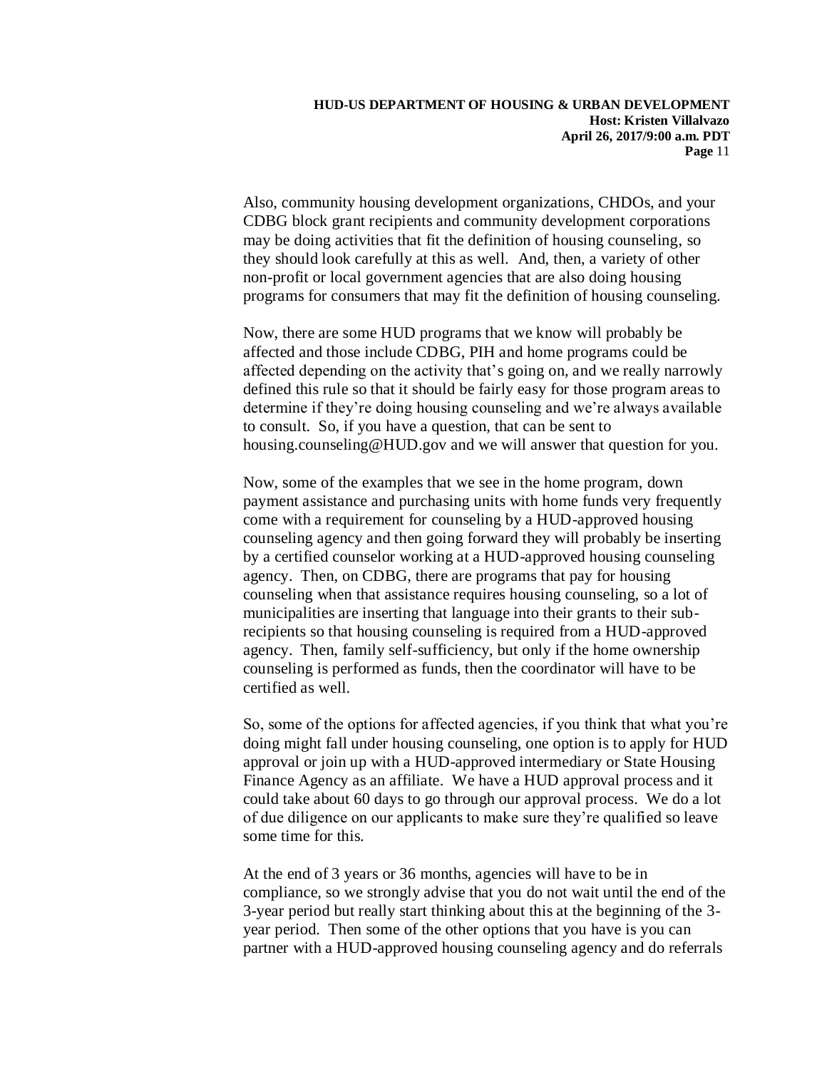Also, community housing development organizations, CHDOs, and your CDBG block grant recipients and community development corporations may be doing activities that fit the definition of housing counseling, so they should look carefully at this as well. And, then, a variety of other non-profit or local government agencies that are also doing housing programs for consumers that may fit the definition of housing counseling.

Now, there are some HUD programs that we know will probably be affected and those include CDBG, PIH and home programs could be affected depending on the activity that's going on, and we really narrowly defined this rule so that it should be fairly easy for those program areas to determine if they're doing housing counseling and we're always available to consult. So, if you have a question, that can be sent to housing.counseling@HUD.gov and we will answer that question for you.

Now, some of the examples that we see in the home program, down payment assistance and purchasing units with home funds very frequently come with a requirement for counseling by a HUD-approved housing counseling agency and then going forward they will probably be inserting by a certified counselor working at a HUD-approved housing counseling agency. Then, on CDBG, there are programs that pay for housing counseling when that assistance requires housing counseling, so a lot of municipalities are inserting that language into their grants to their sub-recipients so that housing counseling is required from a HUD-approved agency. Then, family self-sufficiency, but only if the home ownership counseling is performed as funds, then the coordinator will have to be certified as well.

So, some of the options for affected agencies, if you think that what you're doing might fall under housing counseling, one option is to apply for HUD approval or join up with a HUD-approved intermediary or State Housing Finance Agency as an affiliate. We have a HUD approval process and it could take about 60 days to go through our approval process. We do a lot of due diligence on our applicants to make sure they're qualified so leave some time for this.

At the end of 3 years or 36 months, agencies will have to be in compliance, so we strongly advise that you do not wait until the end of the 3-year period but really start thinking about this at the beginning of the 3-year period. Then some of the other options that you have is you can partner with a HUD-approved housing counseling agency and do referrals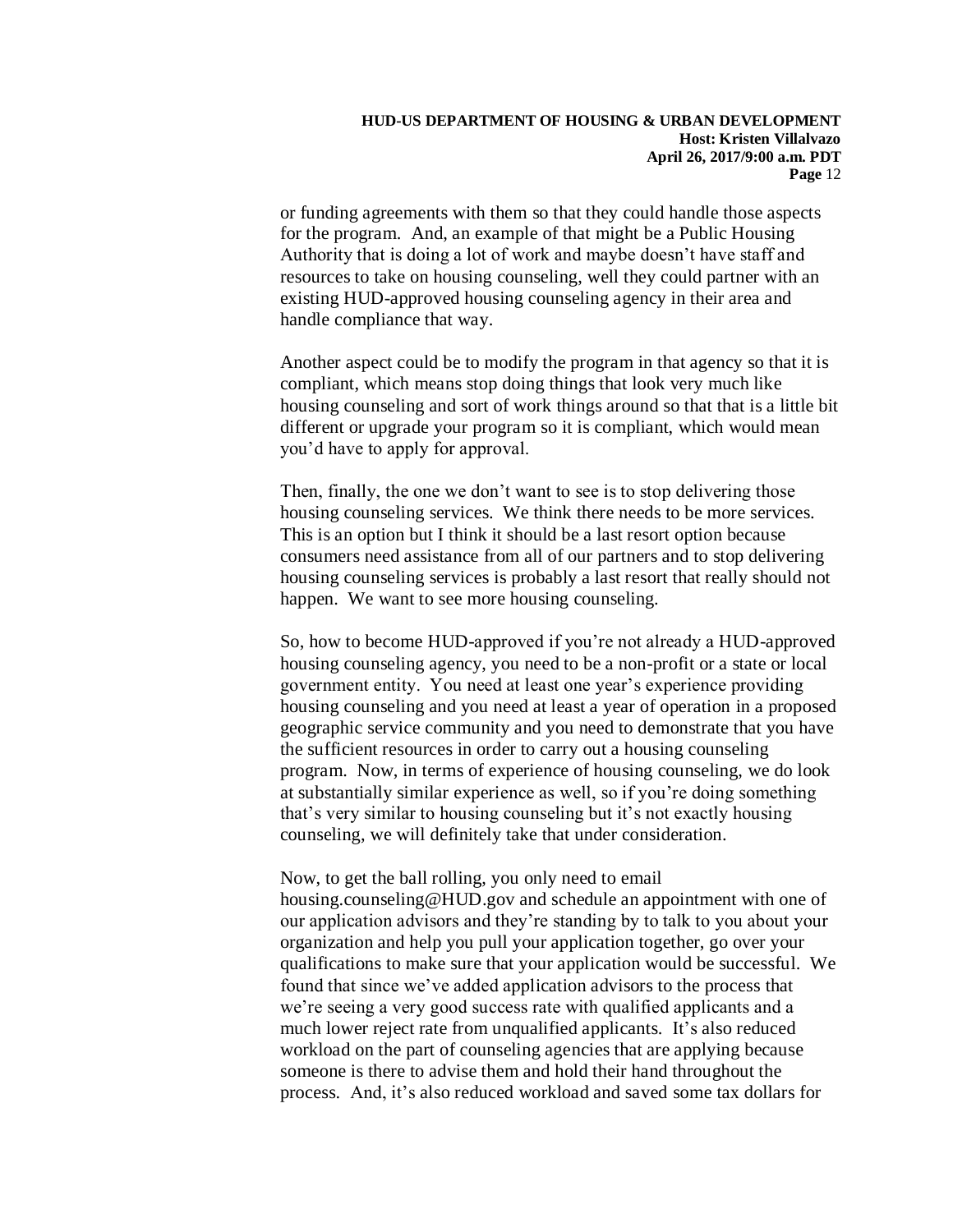or funding agreements with them so that they could handle those aspects for the program. And, an example of that might be a Public Housing Authority that is doing a lot of work and maybe doesn't have staff and resources to take on housing counseling, well they could partner with an existing HUD-approved housing counseling agency in their area and handle compliance that way.

Another aspect could be to modify the program in that agency so that it is compliant, which means stop doing things that look very much like housing counseling and sort of work things around so that that is a little bit different or upgrade your program so it is compliant, which would mean you'd have to apply for approval.

Then, finally, the one we don't want to see is to stop delivering those housing counseling services. We think there needs to be more services. This is an option but I think it should be a last resort option because consumers need assistance from all of our partners and to stop delivering housing counseling services is probably a last resort that really should not happen. We want to see more housing counseling.

So, how to become HUD-approved if you're not already a HUD-approved housing counseling agency, you need to be a non-profit or a state or local government entity. You need at least one year's experience providing housing counseling and you need at least a year of operation in a proposed geographic service community and you need to demonstrate that you have the sufficient resources in order to carry out a housing counseling program. Now, in terms of experience of housing counseling, we do look at substantially similar experience as well, so if you're doing something that's very similar to housing counseling but it's not exactly housing counseling, we will definitely take that under consideration.

Now, to get the ball rolling, you only need to email housing.counseling@HUD.gov and schedule an appointment with one of our application advisors and they're standing by to talk to you about your organization and help you pull your application together, go over your qualifications to make sure that your application would be successful. We found that since we've added application advisors to the process that we're seeing a very good success rate with qualified applicants and a much lower reject rate from unqualified applicants. It's also reduced workload on the part of counseling agencies that are applying because someone is there to advise them and hold their hand throughout the process. And, it's also reduced workload and saved some tax dollars for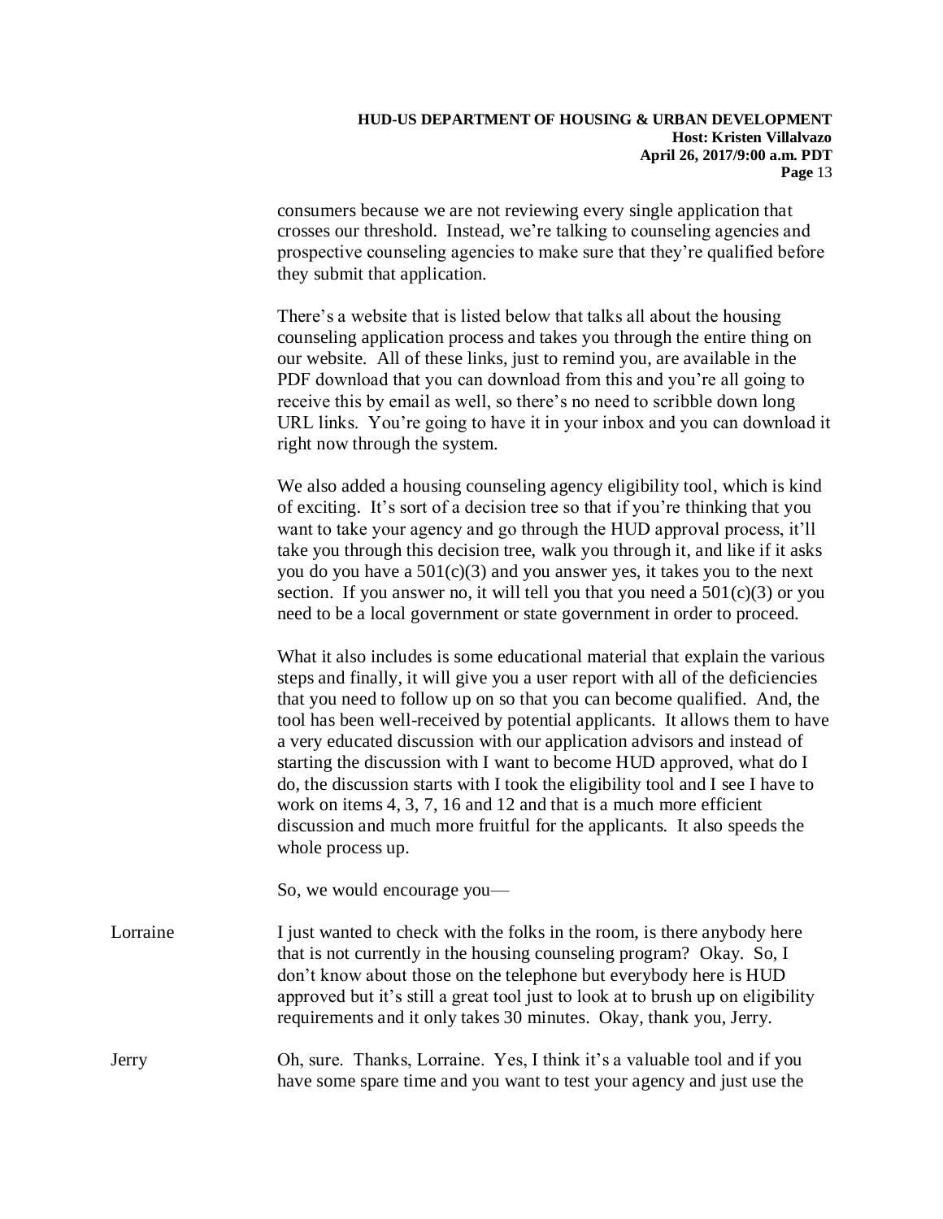consumers because we are not reviewing every single application that crosses our threshold. Instead, we're talking to counseling agencies and prospective counseling agencies to make sure that they're qualified before they submit that application.

There's a website that is listed below that talks all about the housing counseling application process and takes you through the entire thing on our website. All of these links, just to remind you, are available in the PDF download that you can download from this and you're all going to receive this by email as well, so there's no need to scribble down long URL links. You're going to have it in your inbox and you can download it right now through the system.

We also added a housing counseling agency eligibility tool, which is kind of exciting. It's sort of a decision tree so that if you're thinking that you want to take your agency and go through the HUD approval process, it'll take you through this decision tree, walk you through it, and like if it asks you do you have a 501(c)(3) and you answer yes, it takes you to the next section. If you answer no, it will tell you that you need a 501(c)(3) or you need to be a local government or state government in order to proceed.

What it also includes is some educational material that explain the various steps and finally, it will give you a user report with all of the deficiencies that you need to follow up on so that you can become qualified. And, the tool has been well-received by potential applicants. It allows them to have a very educated discussion with our application advisors and instead of starting the discussion with I want to become HUD approved, what do I do, the discussion starts with I took the eligibility tool and I see I have to work on items 4, 3, 7, 16 and 12 and that is a much more efficient discussion and much more fruitful for the applicants. It also speeds the whole process up.

So, we would encourage you—

Lorraine: I just wanted to check with the folks in the room, is there anybody here that is not currently in the housing counseling program? Okay. So, I don't know about those on the telephone but everybody here is HUD approved but it's still a great tool just to look at to brush up on eligibility requirements and it only takes 30 minutes. Okay, thank you, Jerry.

Jerry: Oh, sure. Thanks, Lorraine. Yes, I think it's a valuable tool and if you have some spare time and you want to test your agency and just use the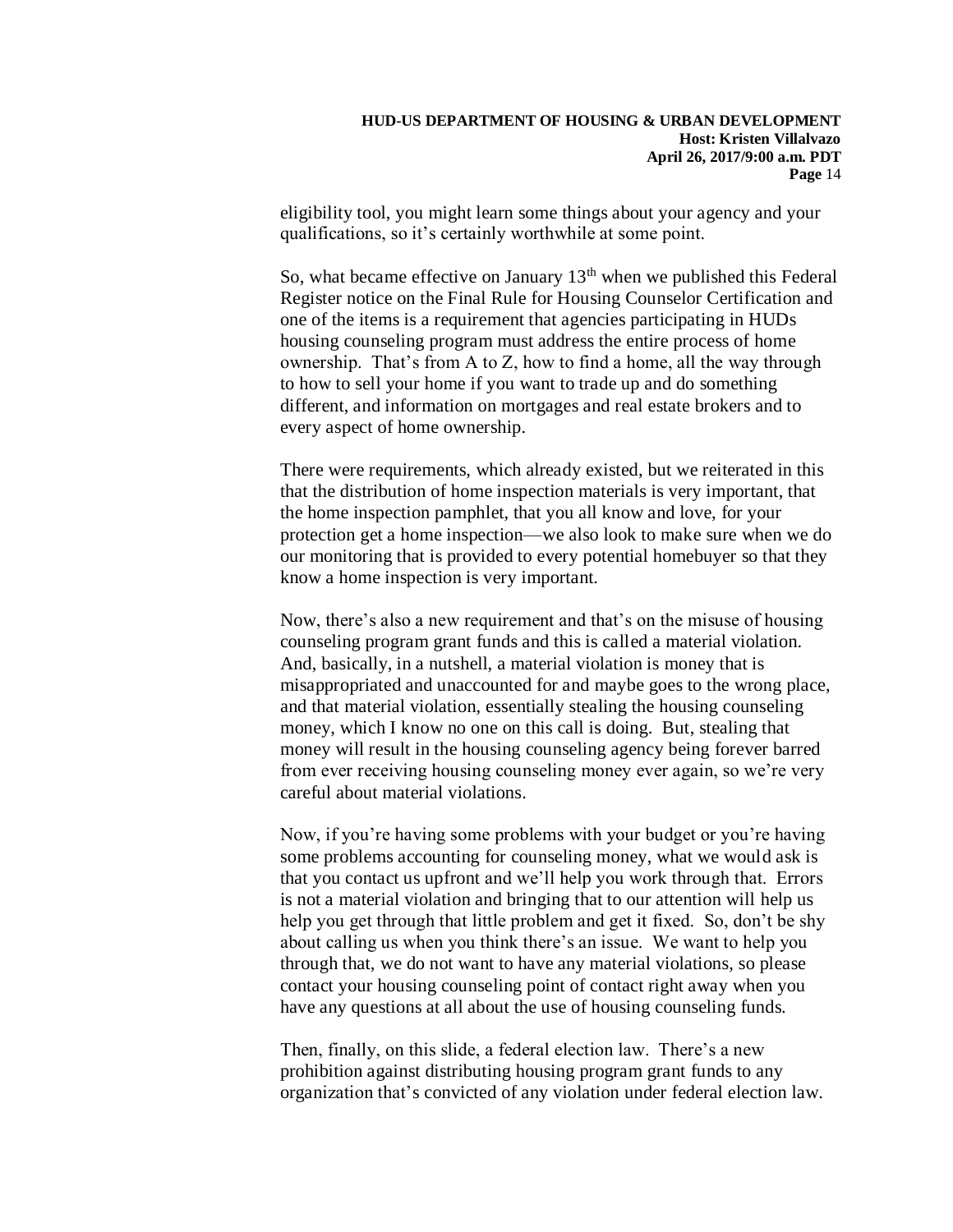eligibility tool, you might learn some things about your agency and your qualifications, so it's certainly worthwhile at some point.

So, what became effective on January 13th when we published this Federal Register notice on the Final Rule for Housing Counselor Certification and one of the items is a requirement that agencies participating in HUDs housing counseling program must address the entire process of home ownership. That's from A to Z, how to find a home, all the way through to how to sell your home if you want to trade up and do something different, and information on mortgages and real estate brokers and to every aspect of home ownership.

There were requirements, which already existed, but we reiterated in this that the distribution of home inspection materials is very important, that the home inspection pamphlet, that you all know and love, for your protection get a home inspection—we also look to make sure when we do our monitoring that is provided to every potential homebuyer so that they know a home inspection is very important.

Now, there's also a new requirement and that's on the misuse of housing counseling program grant funds and this is called a material violation. And, basically, in a nutshell, a material violation is money that is misappropriated and unaccounted for and maybe goes to the wrong place, and that material violation, essentially stealing the housing counseling money, which I know no one on this call is doing. But, stealing that money will result in the housing counseling agency being forever barred from ever receiving housing counseling money ever again, so we're very careful about material violations.

Now, if you're having some problems with your budget or you're having some problems accounting for counseling money, what we would ask is that you contact us upfront and we'll help you work through that. Errors is not a material violation and bringing that to our attention will help us help you get through that little problem and get it fixed. So, don't be shy about calling us when you think there's an issue. We want to help you through that, we do not want to have any material violations, so please contact your housing counseling point of contact right away when you have any questions at all about the use of housing counseling funds.

Then, finally, on this slide, a federal election law. There's a new prohibition against distributing housing program grant funds to any organization that's convicted of any violation under federal election law.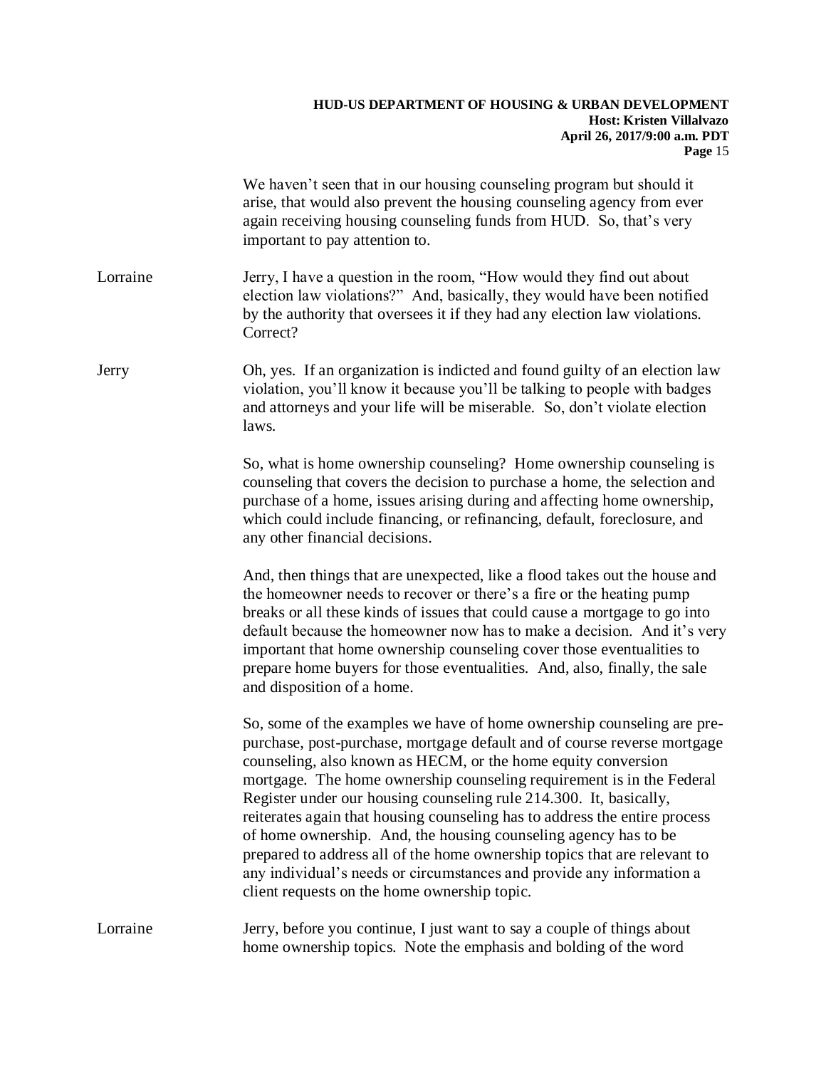We haven't seen that in our housing counseling program but should it arise, that would also prevent the housing counseling agency from ever again receiving housing counseling funds from HUD. So, that's very important to pay attention to.

Lorraine: Jerry, I have a question in the room, "How would they find out about election law violations?" And, basically, they would have been notified by the authority that oversees it if they had any election law violations. Correct?

Jerry: Oh, yes. If an organization is indicted and found guilty of an election law violation, you'll know it because you'll be talking to people with badges and attorneys and your life will be miserable. So, don't violate election laws.

So, what is home ownership counseling? Home ownership counseling is counseling that covers the decision to purchase a home, the selection and purchase of a home, issues arising during and affecting home ownership, which could include financing, or refinancing, default, foreclosure, and any other financial decisions.

And, then things that are unexpected, like a flood takes out the house and the homeowner needs to recover or there's a fire or the heating pump breaks or all these kinds of issues that could cause a mortgage to go into default because the homeowner now has to make a decision. And it's very important that home ownership counseling cover those eventualities to prepare home buyers for those eventualities. And, also, finally, the sale and disposition of a home.

So, some of the examples we have of home ownership counseling are pre-purchase, post-purchase, mortgage default and of course reverse mortgage counseling, also known as HECM, or the home equity conversion mortgage. The home ownership counseling requirement is in the Federal Register under our housing counseling rule 214.300. It, basically, reiterates again that housing counseling has to address the entire process of home ownership. And, the housing counseling agency has to be prepared to address all of the home ownership topics that are relevant to any individual's needs or circumstances and provide any information a client requests on the home ownership topic.

Lorraine: Jerry, before you continue, I just want to say a couple of things about home ownership topics. Note the emphasis and bolding of the word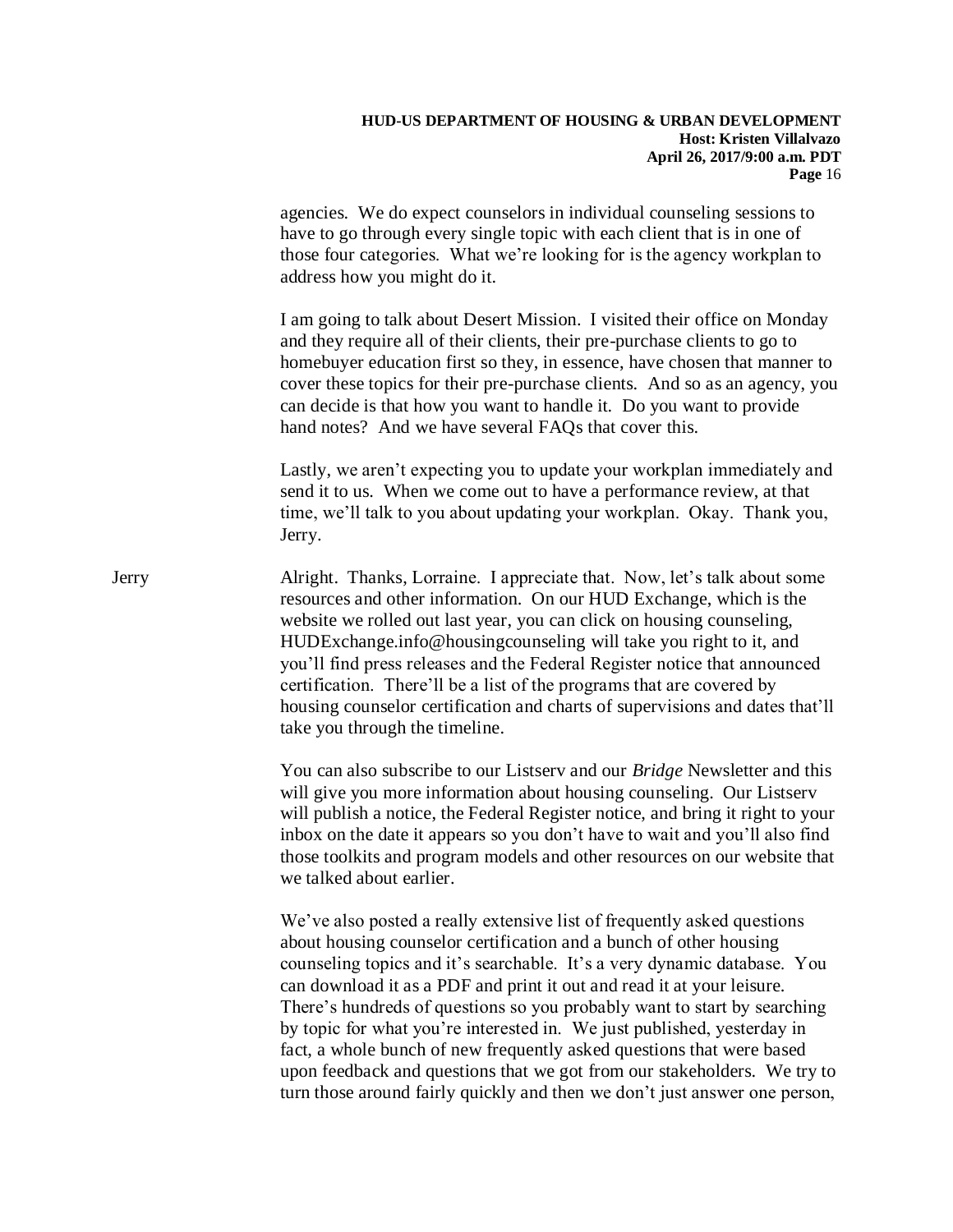agencies. We do expect counselors in individual counseling sessions to have to go through every single topic with each client that is in one of those four categories. What we're looking for is the agency workplan to address how you might do it.

I am going to talk about Desert Mission. I visited their office on Monday and they require all of their clients, their pre-purchase clients to go to homebuyer education first so they, in essence, have chosen that manner to cover these topics for their pre-purchase clients. And so as an agency, you can decide is that how you want to handle it. Do you want to provide hand notes? And we have several FAQs that cover this.

Lastly, we aren't expecting you to update your workplan immediately and send it to us. When we come out to have a performance review, at that time, we'll talk to you about updating your workplan. Okay. Thank you, Jerry.

Jerry: Alright. Thanks, Lorraine. I appreciate that. Now, let's talk about some resources and other information. On our HUD Exchange, which is the website we rolled out last year, you can click on housing counseling, HUDExchange.info@housingcounseling will take you right to it, and you'll find press releases and the Federal Register notice that announced certification. There'll be a list of the programs that are covered by housing counselor certification and charts of supervisions and dates that'll take you through the timeline.

You can also subscribe to our Listserv and our *Bridge* Newsletter and this will give you more information about housing counseling. Our Listserv will publish a notice, the Federal Register notice, and bring it right to your inbox on the date it appears so you don't have to wait and you'll also find those toolkits and program models and other resources on our website that we talked about earlier.

We've also posted a really extensive list of frequently asked questions about housing counselor certification and a bunch of other housing counseling topics and it's searchable. It's a very dynamic database. You can download it as a PDF and print it out and read it at your leisure. There's hundreds of questions so you probably want to start by searching by topic for what you're interested in. We just published, yesterday in fact, a whole bunch of new frequently asked questions that were based upon feedback and questions that we got from our stakeholders. We try to turn those around fairly quickly and then we don't just answer one person,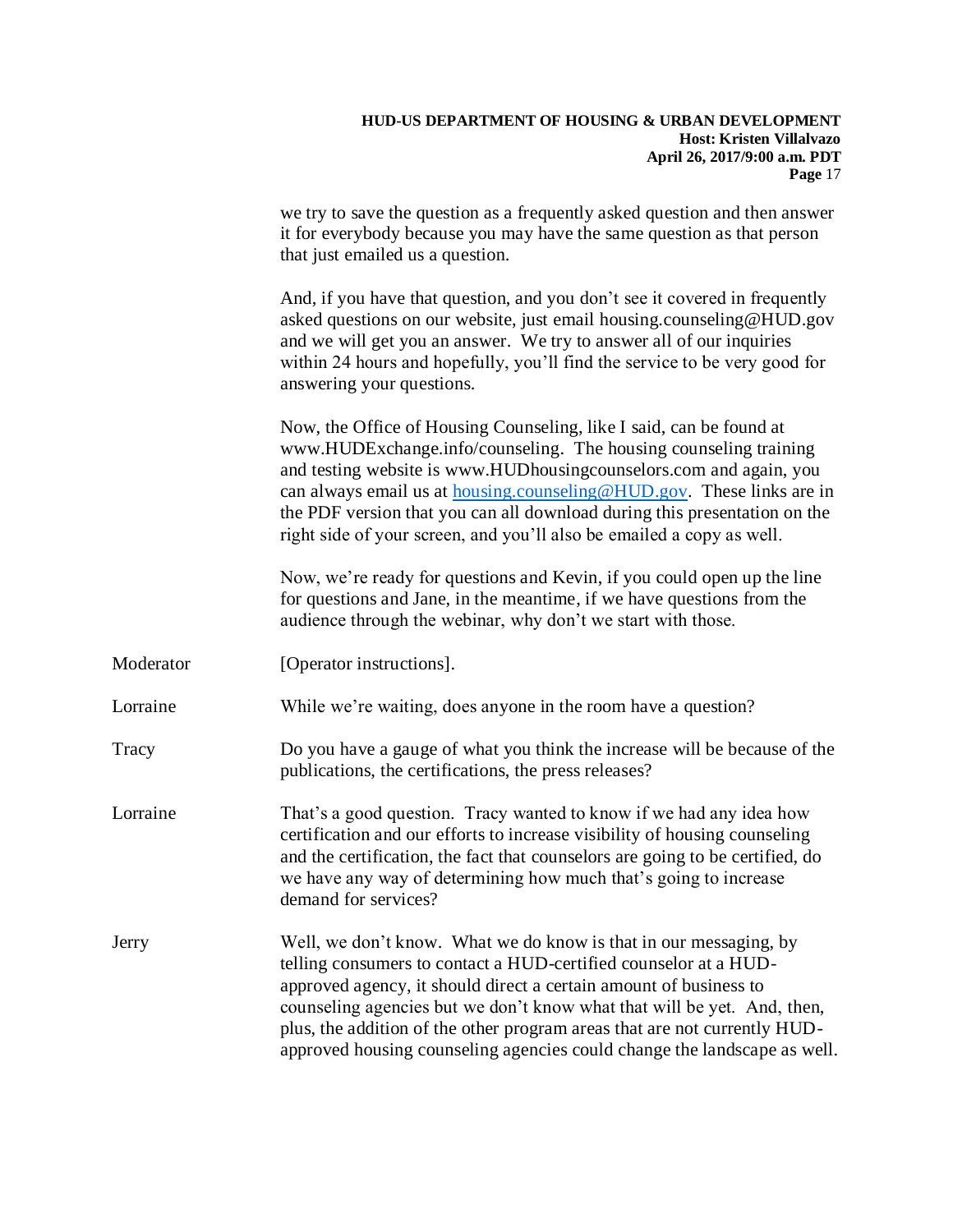we try to save the question as a frequently asked question and then answer it for everybody because you may have the same question as that person that just emailed us a question.

And, if you have that question, and you don't see it covered in frequently asked questions on our website, just email housing.counseling@HUD.gov and we will get you an answer. We try to answer all of our inquiries within 24 hours and hopefully, you'll find the service to be very good for answering your questions.

Now, the Office of Housing Counseling, like I said, can be found at www.HUDExchange.info/counseling. The housing counseling training and testing website is www.HUDhousingcounselors.com and again, you can always email us at housing.counseling@HUD.gov. These links are in the PDF version that you can all download during this presentation on the right side of your screen, and you'll also be emailed a copy as well.

Now, we're ready for questions and Kevin, if you could open up the line for questions and Jane, in the meantime, if we have questions from the audience through the webinar, why don't we start with those.

Moderator: [Operator instructions].

Lorraine: While we're waiting, does anyone in the room have a question?

Tracy: Do you have a gauge of what you think the increase will be because of the publications, the certifications, the press releases?

Lorraine: That's a good question. Tracy wanted to know if we had any idea how certification and our efforts to increase visibility of housing counseling and the certification, the fact that counselors are going to be certified, do we have any way of determining how much that's going to increase demand for services?

Jerry: Well, we don't know. What we do know is that in our messaging, by telling consumers to contact a HUD-certified counselor at a HUD-approved agency, it should direct a certain amount of business to counseling agencies but we don't know what that will be yet. And, then, plus, the addition of the other program areas that are not currently HUD-approved housing counseling agencies could change the landscape as well.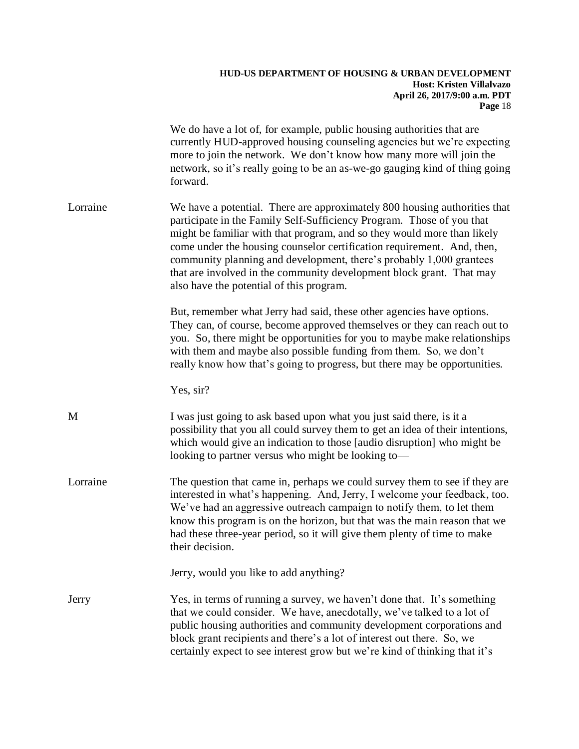We do have a lot of, for example, public housing authorities that are currently HUD-approved housing counseling agencies but we're expecting more to join the network. We don't know how many more will join the network, so it's really going to be an as-we-go gauging kind of thing going forward.

**Lorraine** We have a potential. There are approximately 800 housing authorities that participate in the Family Self-Sufficiency Program. Those of you that might be familiar with that program, and so they would more than likely come under the housing counselor certification requirement. And, then, community planning and development, there's probably 1,000 grantees that are involved in the community development block grant. That may also have the potential of this program.

But, remember what Jerry had said, these other agencies have options. They can, of course, become approved themselves or they can reach out to you. So, there might be opportunities for you to maybe make relationships with them and maybe also possible funding from them. So, we don't really know how that's going to progress, but there may be opportunities.

Yes, sir?

**M** I was just going to ask based upon what you just said there, is it a possibility that you all could survey them to get an idea of their intentions, which would give an indication to those [audio disruption] who might be looking to partner versus who might be looking to—

**Lorraine** The question that came in, perhaps we could survey them to see if they are interested in what's happening. And, Jerry, I welcome your feedback, too. We've had an aggressive outreach campaign to notify them, to let them know this program is on the horizon, but that was the main reason that we had these three-year period, so it will give them plenty of time to make their decision.

Jerry, would you like to add anything?

**Jerry** Yes, in terms of running a survey, we haven't done that. It's something that we could consider. We have, anecdotally, we've talked to a lot of public housing authorities and community development corporations and block grant recipients and there's a lot of interest out there. So, we certainly expect to see interest grow but we're kind of thinking that it's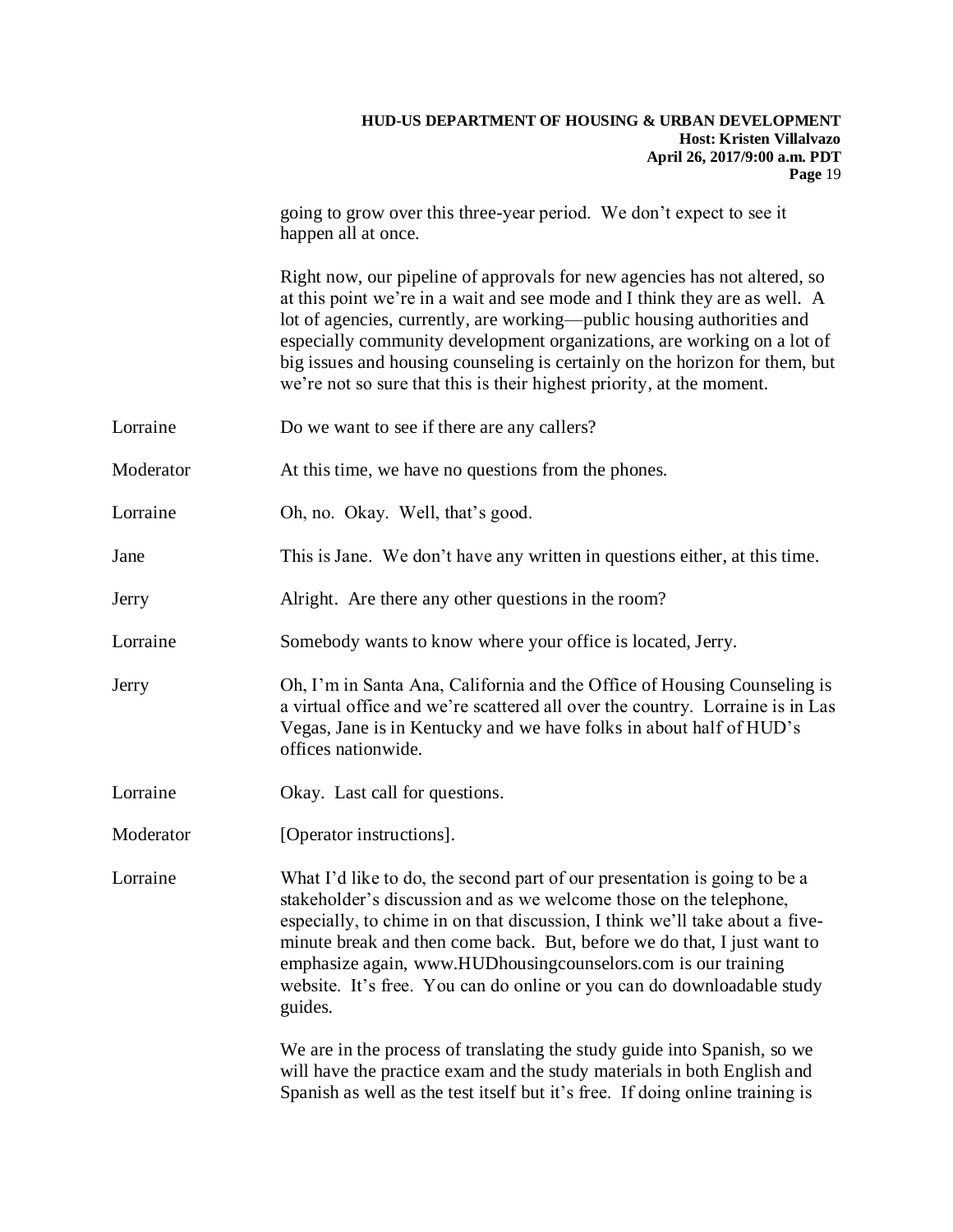going to grow over this three-year period. We don't expect to see it happen all at once.

Right now, our pipeline of approvals for new agencies has not altered, so at this point we're in a wait and see mode and I think they are as well. A lot of agencies, currently, are working—public housing authorities and especially community development organizations, are working on a lot of big issues and housing counseling is certainly on the horizon for them, but we're not so sure that this is their highest priority, at the moment.

Lorraine Do we want to see if there are any callers?

Moderator At this time, we have no questions from the phones.

Lorraine Oh, no. Okay. Well, that's good.

Jane This is Jane. We don't have any written in questions either, at this time.

Jerry Alright. Are there any other questions in the room?

Lorraine Somebody wants to know where your office is located, Jerry.

Jerry Oh, I'm in Santa Ana, California and the Office of Housing Counseling is a virtual office and we're scattered all over the country. Lorraine is in Las Vegas, Jane is in Kentucky and we have folks in about half of HUD's offices nationwide.

Lorraine Okay. Last call for questions.

Moderator [Operator instructions].

Lorraine What I'd like to do, the second part of our presentation is going to be a stakeholder's discussion and as we welcome those on the telephone, especially, to chime in on that discussion, I think we'll take about a five-minute break and then come back. But, before we do that, I just want to emphasize again, www.HUDhousingcounselors.com is our training website. It's free. You can do online or you can do downloadable study guides.

We are in the process of translating the study guide into Spanish, so we will have the practice exam and the study materials in both English and Spanish as well as the test itself but it's free. If doing online training is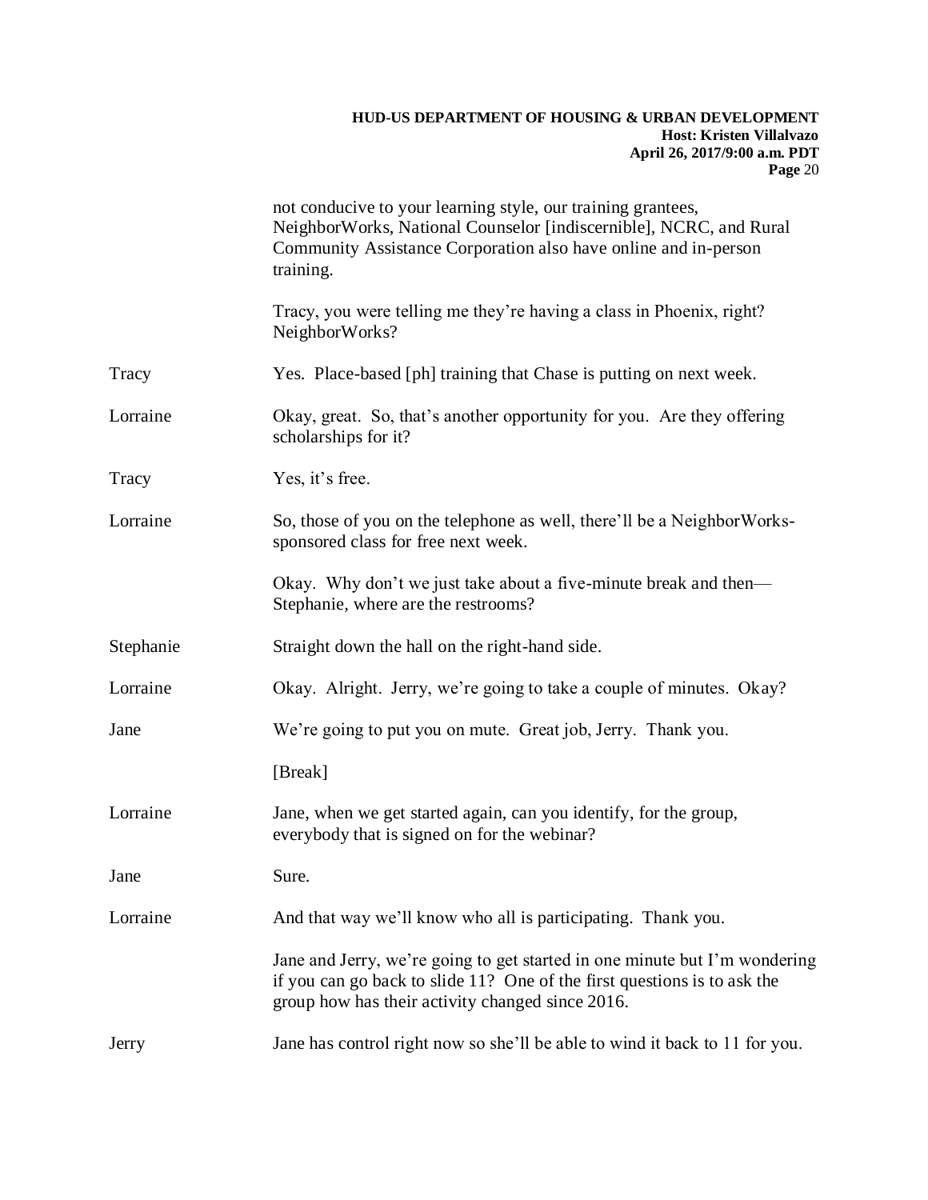not conducive to your learning style, our training grantees, NeighborWorks, National Counselor [indiscernible], NCRC, and Rural Community Assistance Corporation also have online and in-person training.

Tracy, you were telling me they're having a class in Phoenix, right? NeighborWorks?

| | |
|---|---|
| Tracy | Yes. Place-based [ph] training that Chase is putting on next week. |
| Lorraine | Okay, great. So, that's another opportunity for you. Are they offering scholarships for it? |
| Tracy | Yes, it's free. |
| Lorraine | So, those of you on the telephone as well, there'll be a NeighborWorks-sponsored class for free next week.<br><br>Okay. Why don't we just take about a five-minute break and then—Stephanie, where are the restrooms? |
| Stephanie | Straight down the hall on the right-hand side. |
| Lorraine | Okay. Alright. Jerry, we're going to take a couple of minutes. Okay? |
| Jane | We're going to put you on mute. Great job, Jerry. Thank you.<br><br>[Break] |
| Lorraine | Jane, when we get started again, can you identify, for the group, everybody that is signed on for the webinar? |
| Jane | Sure. |
| Lorraine | And that way we'll know who all is participating. Thank you.<br><br>Jane and Jerry, we're going to get started in one minute but I'm wondering if you can go back to slide 11? One of the first questions is to ask the group how has their activity changed since 2016. |
| Jerry | Jane has control right now so she'll be able to wind it back to 11 for you. |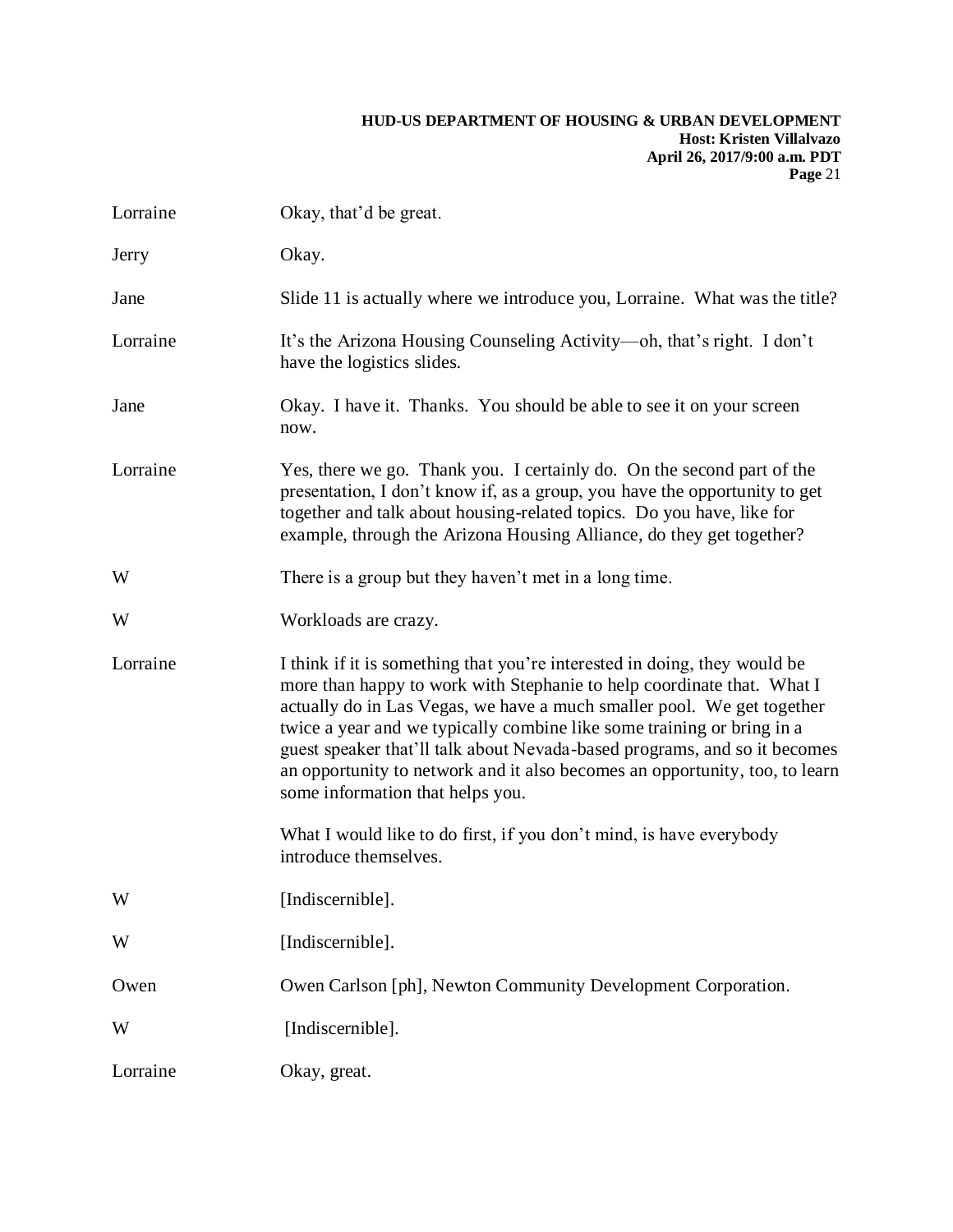| | |
|---|---|
| Lorraine | Okay, that'd be great. |
| Jerry | Okay. |
| Jane | Slide 11 is actually where we introduce you, Lorraine. What was the title? |
| Lorraine | It's the Arizona Housing Counseling Activity—oh, that's right. I don't have the logistics slides. |
| Jane | Okay. I have it. Thanks. You should be able to see it on your screen now. |
| Lorraine | Yes, there we go. Thank you. I certainly do. On the second part of the presentation, I don't know if, as a group, you have the opportunity to get together and talk about housing-related topics. Do you have, like for example, through the Arizona Housing Alliance, do they get together? |
| W | There is a group but they haven't met in a long time. |
| W | Workloads are crazy. |
| Lorraine | I think if it is something that you're interested in doing, they would be more than happy to work with Stephanie to help coordinate that. What I actually do in Las Vegas, we have a much smaller pool. We get together twice a year and we typically combine like some training or bring in a guest speaker that'll talk about Nevada-based programs, and so it becomes an opportunity to network and it also becomes an opportunity, too, to learn some information that helps you.<br><br>What I would like to do first, if you don't mind, is have everybody introduce themselves. |
| W | [Indiscernible]. |
| W | [Indiscernible]. |
| Owen | Owen Carlson [ph], Newton Community Development Corporation. |
| W | [Indiscernible]. |
| Lorraine | Okay, great. |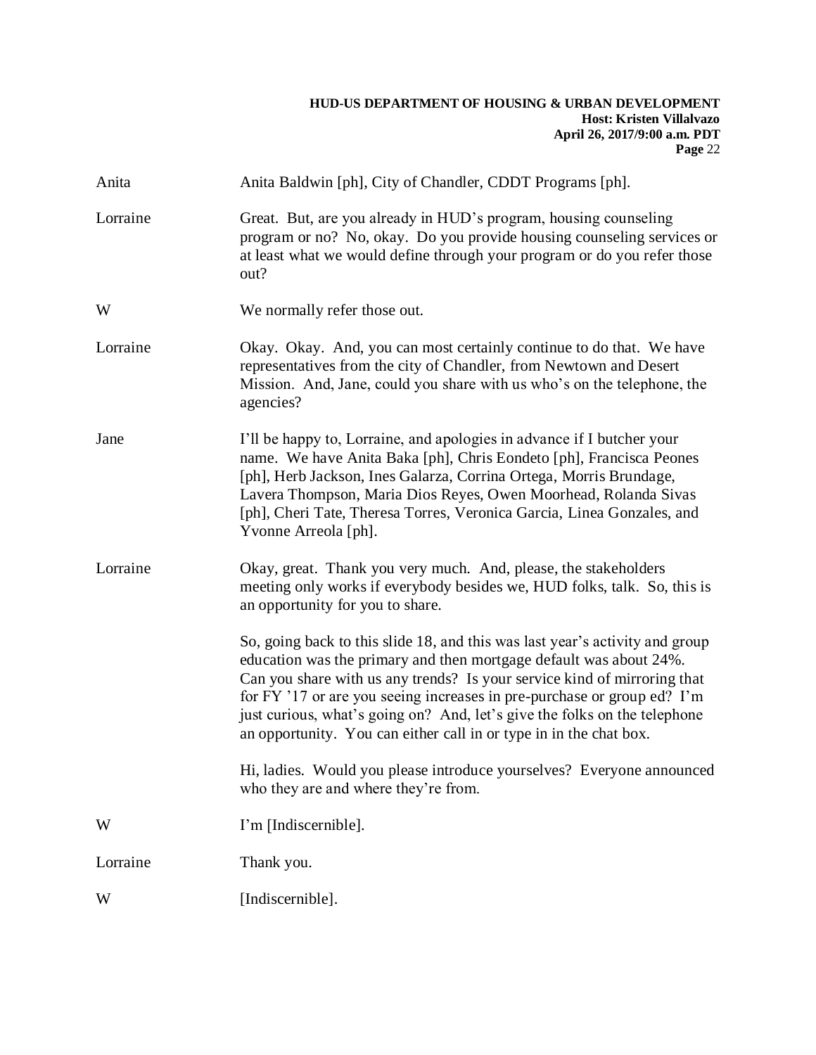Anita Anita Baldwin [ph], City of Chandler, CDDT Programs [ph].

Lorraine Great. But, are you already in HUD's program, housing counseling program or no? No, okay. Do you provide housing counseling services or at least what we would define through your program or do you refer those out?

W We normally refer those out.

Lorraine Okay. Okay. And, you can most certainly continue to do that. We have representatives from the city of Chandler, from Newtown and Desert Mission. And, Jane, could you share with us who's on the telephone, the agencies?

Jane I'll be happy to, Lorraine, and apologies in advance if I butcher your name. We have Anita Baka [ph], Chris Eondeto [ph], Francisca Peones [ph], Herb Jackson, Ines Galarza, Corrina Ortega, Morris Brundage, Lavera Thompson, Maria Dios Reyes, Owen Moorhead, Rolanda Sivas [ph], Cheri Tate, Theresa Torres, Veronica Garcia, Linea Gonzales, and Yvonne Arreola [ph].

Lorraine Okay, great. Thank you very much. And, please, the stakeholders meeting only works if everybody besides we, HUD folks, talk. So, this is an opportunity for you to share.

So, going back to this slide 18, and this was last year's activity and group education was the primary and then mortgage default was about 24%. Can you share with us any trends? Is your service kind of mirroring that for FY '17 or are you seeing increases in pre-purchase or group ed? I'm just curious, what's going on? And, let's give the folks on the telephone an opportunity. You can either call in or type in in the chat box.

Hi, ladies. Would you please introduce yourselves? Everyone announced who they are and where they're from.

W I'm [Indiscernible].

Lorraine Thank you.

W [Indiscernible].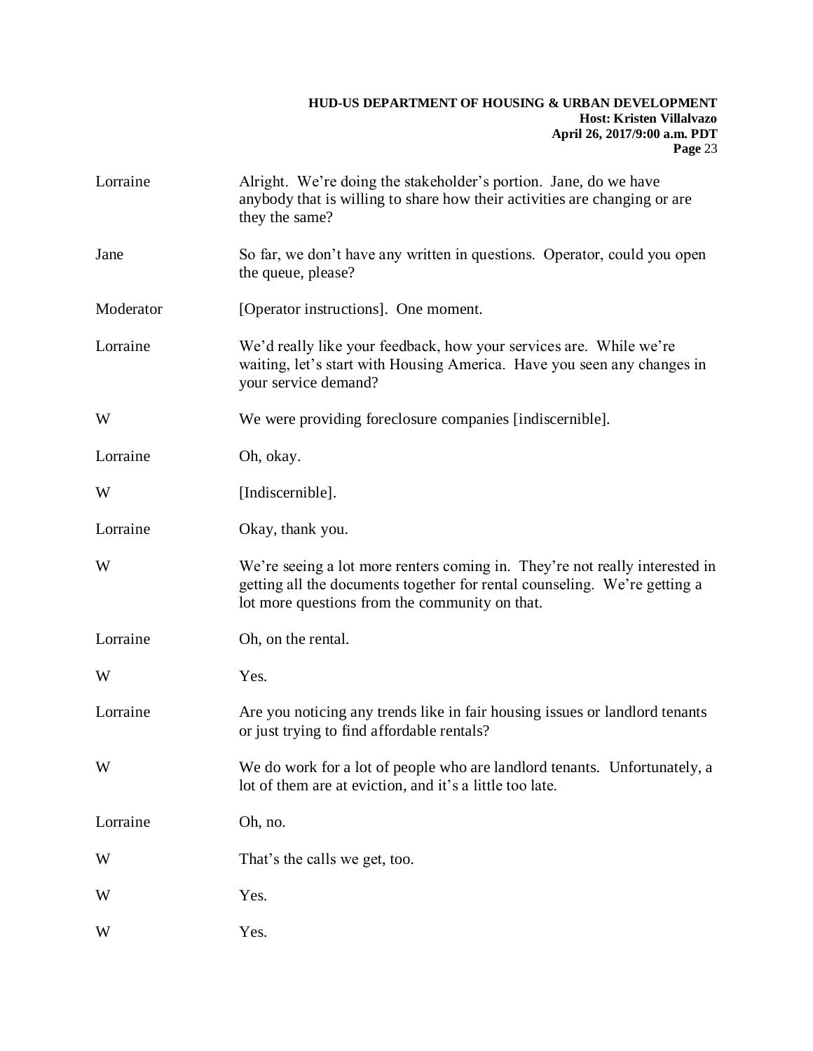**Lorraine**: Alright. We're doing the stakeholder's portion. Jane, do we have anybody that is willing to share how their activities are changing or are they the same?

**Jane**: So far, we don't have any written in questions. Operator, could you open the queue, please?

**Moderator**: [Operator instructions]. One moment.

**Lorraine**: We'd really like your feedback, how your services are. While we're waiting, let's start with Housing America. Have you seen any changes in your service demand?

**W**: We were providing foreclosure companies [indiscernible].

**Lorraine**: Oh, okay.

**W**: [Indiscernible].

**Lorraine**: Okay, thank you.

**W**: We're seeing a lot more renters coming in. They're not really interested in getting all the documents together for rental counseling. We're getting a lot more questions from the community on that.

**Lorraine**: Oh, on the rental.

**W**: Yes.

**Lorraine**: Are you noticing any trends like in fair housing issues or landlord tenants or just trying to find affordable rentals?

**W**: We do work for a lot of people who are landlord tenants. Unfortunately, a lot of them are at eviction, and it's a little too late.

**Lorraine**: Oh, no.

**W**: That's the calls we get, too.

**W**: Yes.

**W**: Yes.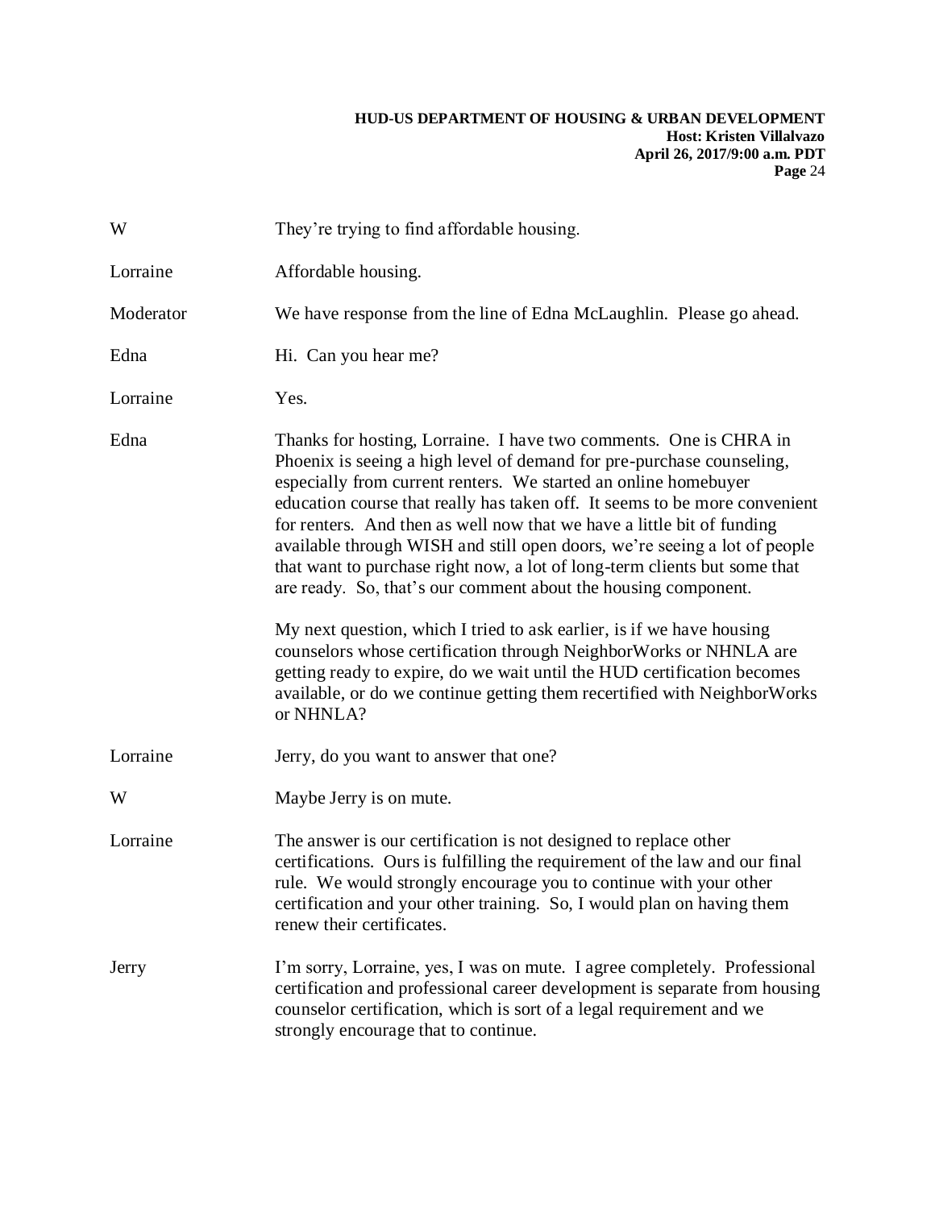W They're trying to find affordable housing.

Lorraine Affordable housing.

Moderator We have response from the line of Edna McLaughlin. Please go ahead.

Edna Hi. Can you hear me?

Lorraine Yes.

Edna Thanks for hosting, Lorraine. I have two comments. One is CHRA in Phoenix is seeing a high level of demand for pre-purchase counseling, especially from current renters. We started an online homebuyer education course that really has taken off. It seems to be more convenient for renters. And then as well now that we have a little bit of funding available through WISH and still open doors, we're seeing a lot of people that want to purchase right now, a lot of long-term clients but some that are ready. So, that's our comment about the housing component.

My next question, which I tried to ask earlier, is if we have housing counselors whose certification through NeighborWorks or NHNLA are getting ready to expire, do we wait until the HUD certification becomes available, or do we continue getting them recertified with NeighborWorks or NHNLA?

Lorraine Jerry, do you want to answer that one?

W Maybe Jerry is on mute.

Lorraine The answer is our certification is not designed to replace other certifications. Ours is fulfilling the requirement of the law and our final rule. We would strongly encourage you to continue with your other certification and your other training. So, I would plan on having them renew their certificates.

Jerry I'm sorry, Lorraine, yes, I was on mute. I agree completely. Professional certification and professional career development is separate from housing counselor certification, which is sort of a legal requirement and we strongly encourage that to continue.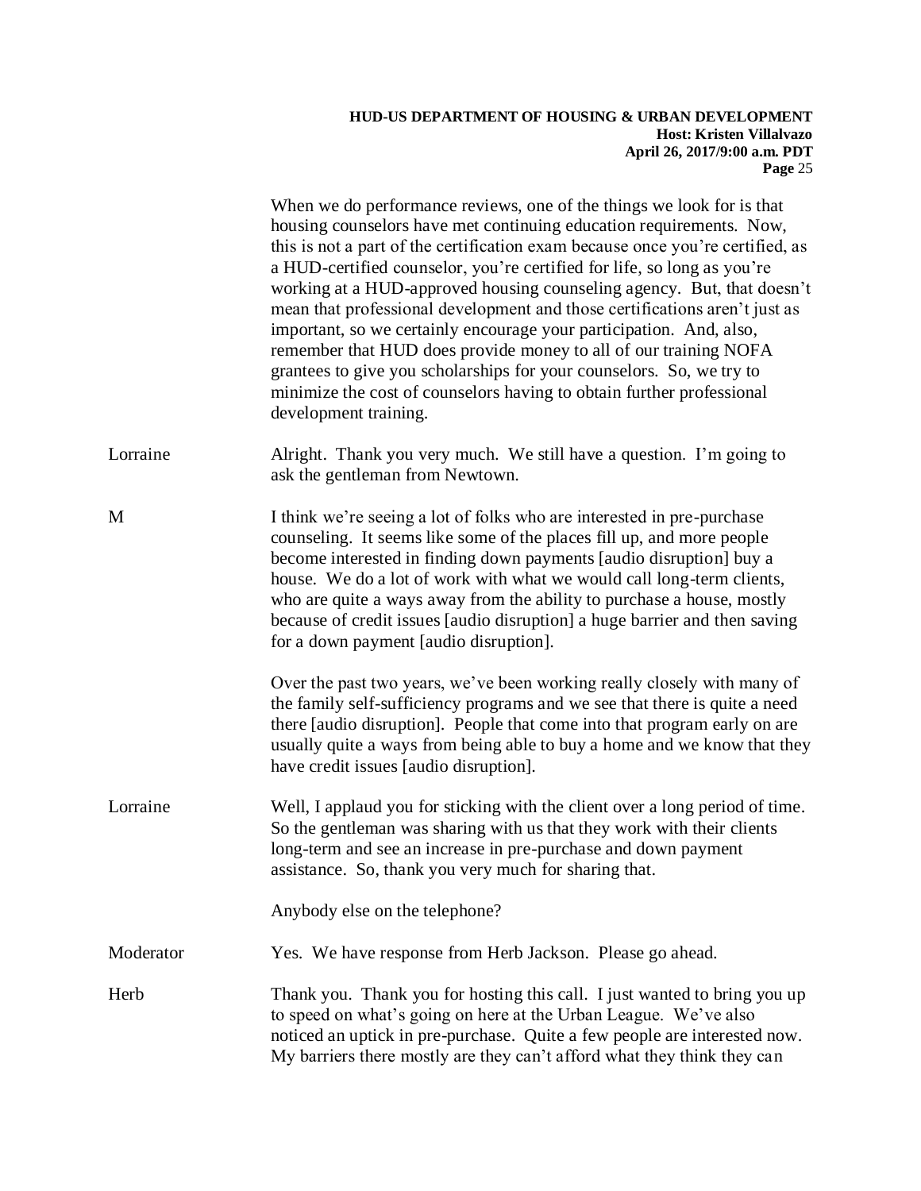When we do performance reviews, one of the things we look for is that housing counselors have met continuing education requirements. Now, this is not a part of the certification exam because once you're certified, as a HUD-certified counselor, you're certified for life, so long as you're working at a HUD-approved housing counseling agency. But, that doesn't mean that professional development and those certifications aren't just as important, so we certainly encourage your participation. And, also, remember that HUD does provide money to all of our training NOFA grantees to give you scholarships for your counselors. So, we try to minimize the cost of counselors having to obtain further professional development training.

**Lorraine** Alright. Thank you very much. We still have a question. I'm going to ask the gentleman from Newtown.

**M** I think we're seeing a lot of folks who are interested in pre-purchase counseling. It seems like some of the places fill up, and more people become interested in finding down payments [audio disruption] buy a house. We do a lot of work with what we would call long-term clients, who are quite a ways away from the ability to purchase a house, mostly because of credit issues [audio disruption] a huge barrier and then saving for a down payment [audio disruption].

Over the past two years, we've been working really closely with many of the family self-sufficiency programs and we see that there is quite a need there [audio disruption]. People that come into that program early on are usually quite a ways from being able to buy a home and we know that they have credit issues [audio disruption].

**Lorraine** Well, I applaud you for sticking with the client over a long period of time. So the gentleman was sharing with us that they work with their clients long-term and see an increase in pre-purchase and down payment assistance. So, thank you very much for sharing that.

Anybody else on the telephone?

**Moderator** Yes. We have response from Herb Jackson. Please go ahead.

**Herb** Thank you. Thank you for hosting this call. I just wanted to bring you up to speed on what's going on here at the Urban League. We've also noticed an uptick in pre-purchase. Quite a few people are interested now. My barriers there mostly are they can't afford what they think they can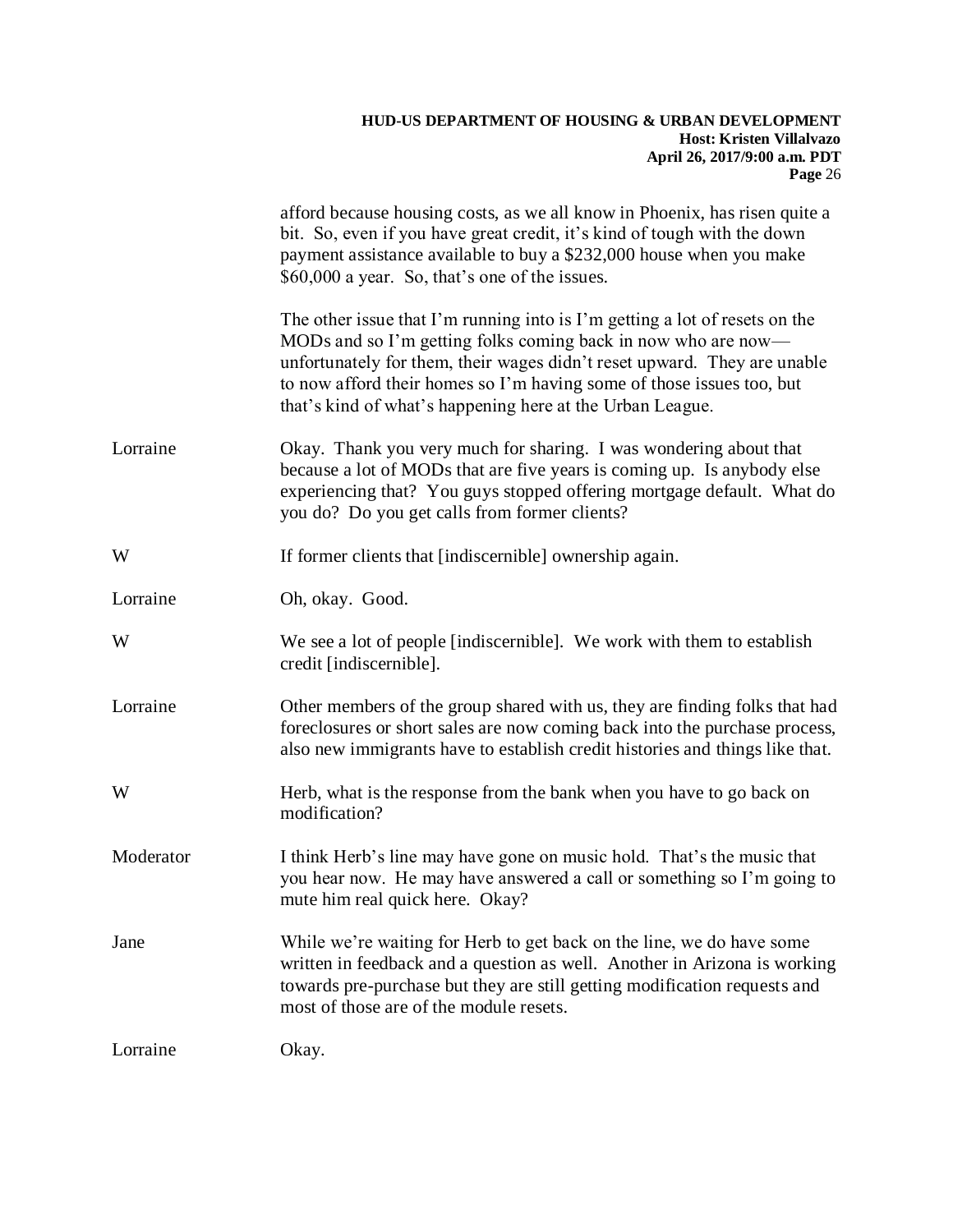afford because housing costs, as we all know in Phoenix, has risen quite a bit. So, even if you have great credit, it's kind of tough with the down payment assistance available to buy a $232,000 house when you make $60,000 a year. So, that's one of the issues.

The other issue that I'm running into is I'm getting a lot of resets on the MODs and so I'm getting folks coming back in now who are now—unfortunately for them, their wages didn't reset upward. They are unable to now afford their homes so I'm having some of those issues too, but that's kind of what's happening here at the Urban League.

| | |
|---|---|
| Lorraine | Okay. Thank you very much for sharing. I was wondering about that because a lot of MODs that are five years is coming up. Is anybody else experiencing that? You guys stopped offering mortgage default. What do you do? Do you get calls from former clients? |
| W | If former clients that [indiscernible] ownership again. |
| Lorraine | Oh, okay. Good. |
| W | We see a lot of people [indiscernible]. We work with them to establish credit [indiscernible]. |
| Lorraine | Other members of the group shared with us, they are finding folks that had foreclosures or short sales are now coming back into the purchase process, also new immigrants have to establish credit histories and things like that. |
| W | Herb, what is the response from the bank when you have to go back on modification? |
| Moderator | I think Herb's line may have gone on music hold. That's the music that you hear now. He may have answered a call or something so I'm going to mute him real quick here. Okay? |
| Jane | While we're waiting for Herb to get back on the line, we do have some written in feedback and a question as well. Another in Arizona is working towards pre-purchase but they are still getting modification requests and most of those are of the module resets. |
| Lorraine | Okay. |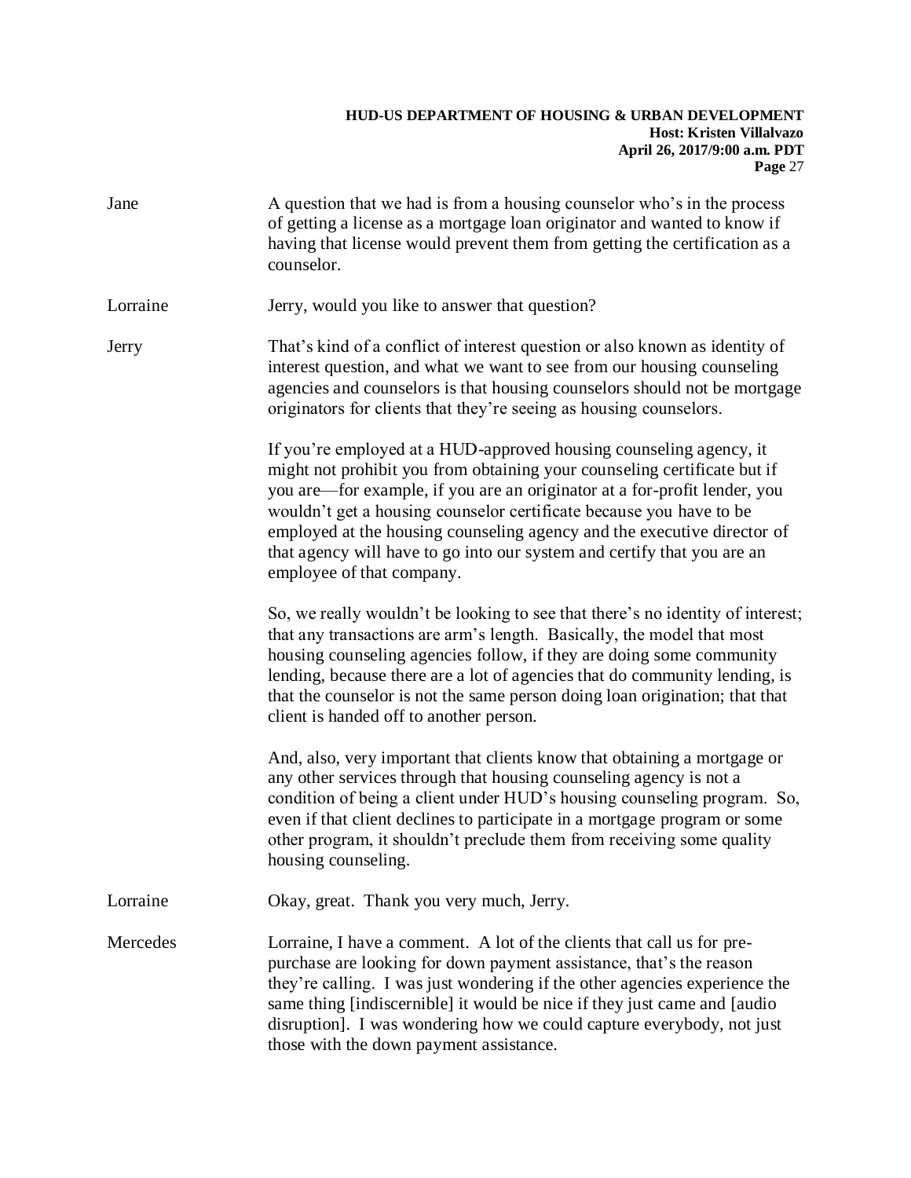**Jane** A question that we had is from a housing counselor who's in the process of getting a license as a mortgage loan originator and wanted to know if having that license would prevent them from getting the certification as a counselor.

**Lorraine** Jerry, would you like to answer that question?

**Jerry** That's kind of a conflict of interest question or also known as identity of interest question, and what we want to see from our housing counseling agencies and counselors is that housing counselors should not be mortgage originators for clients that they're seeing as housing counselors.

If you're employed at a HUD-approved housing counseling agency, it might not prohibit you from obtaining your counseling certificate but if you are—for example, if you are an originator at a for-profit lender, you wouldn't get a housing counselor certificate because you have to be employed at the housing counseling agency and the executive director of that agency will have to go into our system and certify that you are an employee of that company.

So, we really wouldn't be looking to see that there's no identity of interest; that any transactions are arm's length. Basically, the model that most housing counseling agencies follow, if they are doing some community lending, because there are a lot of agencies that do community lending, is that the counselor is not the same person doing loan origination; that that client is handed off to another person.

And, also, very important that clients know that obtaining a mortgage or any other services through that housing counseling agency is not a condition of being a client under HUD's housing counseling program. So, even if that client declines to participate in a mortgage program or some other program, it shouldn't preclude them from receiving some quality housing counseling.

**Lorraine** Okay, great. Thank you very much, Jerry.

**Mercedes** Lorraine, I have a comment. A lot of the clients that call us for pre-purchase are looking for down payment assistance, that's the reason they're calling. I was just wondering if the other agencies experience the same thing [indiscernible] it would be nice if they just came and [audio disruption]. I was wondering how we could capture everybody, not just those with the down payment assistance.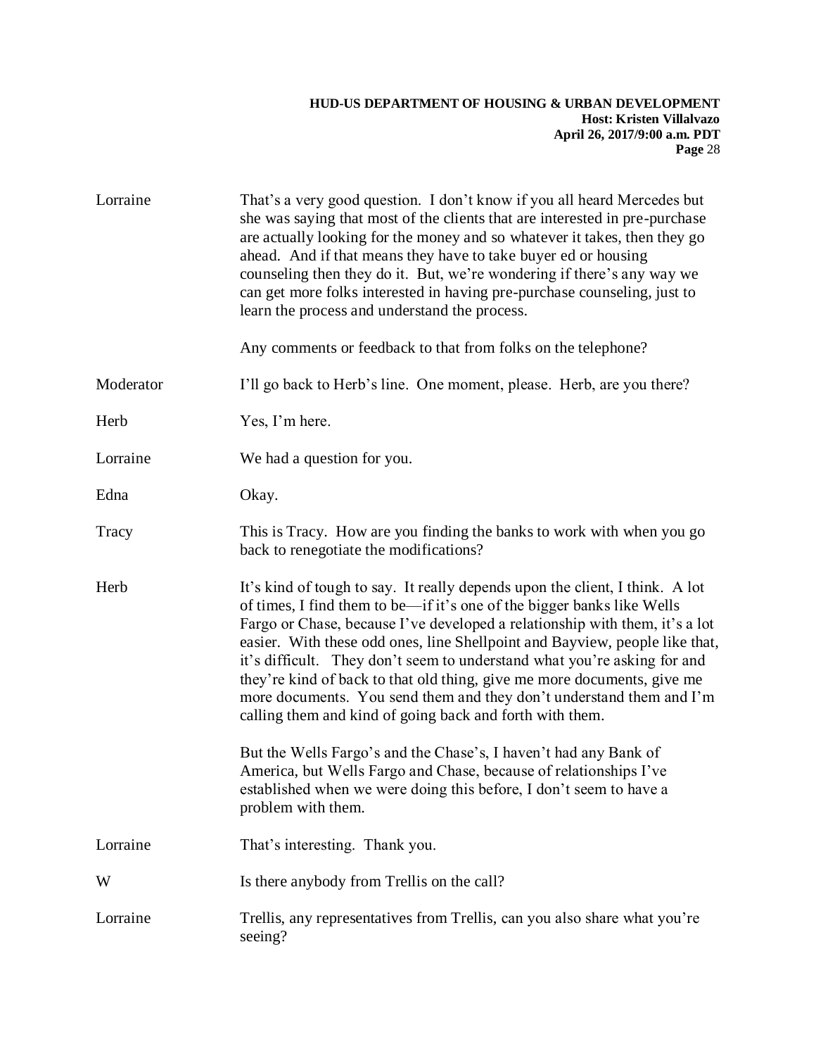Lorraine — That's a very good question. I don't know if you all heard Mercedes but she was saying that most of the clients that are interested in pre-purchase are actually looking for the money and so whatever it takes, then they go ahead. And if that means they have to take buyer ed or housing counseling then they do it. But, we're wondering if there's any way we can get more folks interested in having pre-purchase counseling, just to learn the process and understand the process.

Any comments or feedback to that from folks on the telephone?

Moderator — I'll go back to Herb's line. One moment, please. Herb, are you there?

Herb — Yes, I'm here.

Lorraine — We had a question for you.

Edna — Okay.

Tracy — This is Tracy. How are you finding the banks to work with when you go back to renegotiate the modifications?

Herb — It's kind of tough to say. It really depends upon the client, I think. A lot of times, I find them to be—if it's one of the bigger banks like Wells Fargo or Chase, because I've developed a relationship with them, it's a lot easier. With these odd ones, line Shellpoint and Bayview, people like that, it's difficult. They don't seem to understand what you're asking for and they're kind of back to that old thing, give me more documents, give me more documents. You send them and they don't understand them and I'm calling them and kind of going back and forth with them.

But the Wells Fargo's and the Chase's, I haven't had any Bank of America, but Wells Fargo and Chase, because of relationships I've established when we were doing this before, I don't seem to have a problem with them.

Lorraine — That's interesting. Thank you.

W — Is there anybody from Trellis on the call?

Lorraine — Trellis, any representatives from Trellis, can you also share what you're seeing?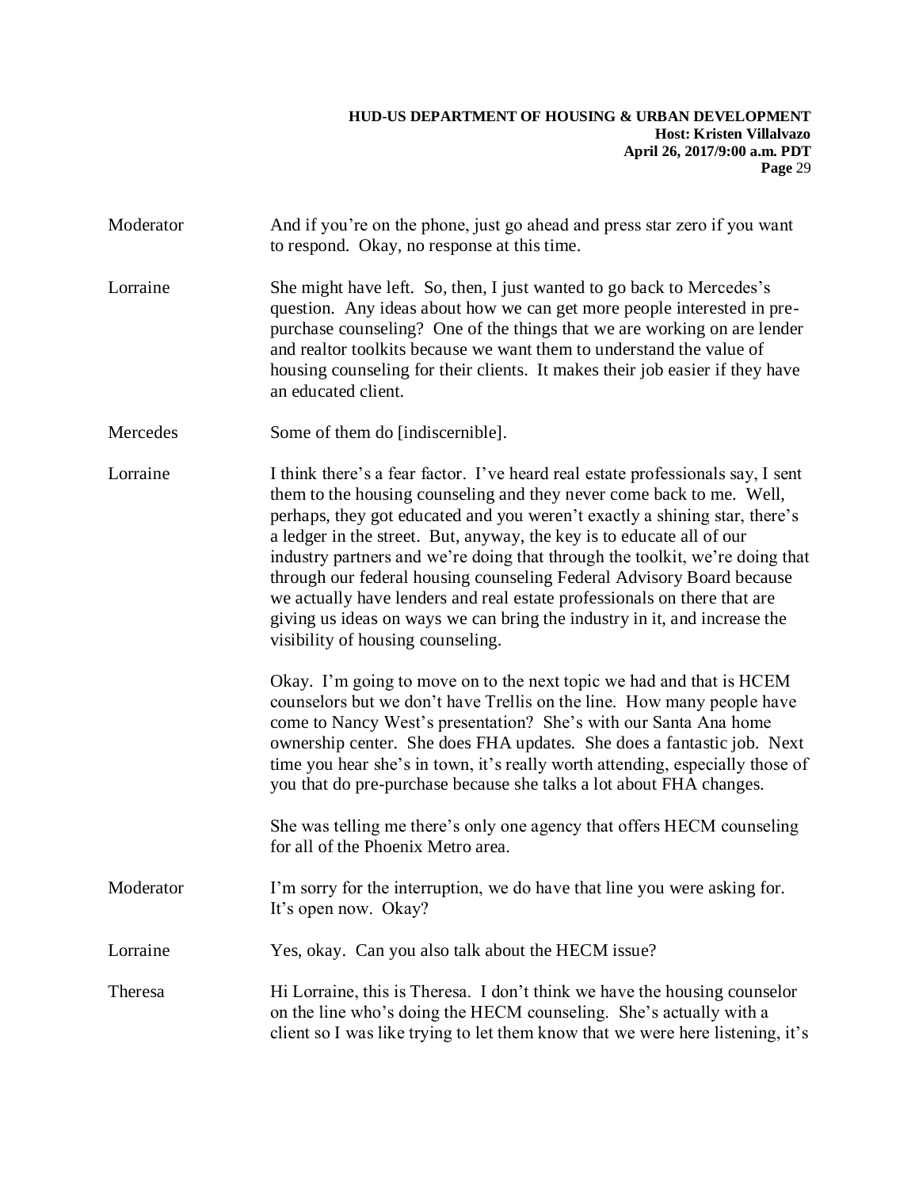**Moderator** And if you're on the phone, just go ahead and press star zero if you want to respond. Okay, no response at this time.

**Lorraine** She might have left. So, then, I just wanted to go back to Mercedes's question. Any ideas about how we can get more people interested in pre-purchase counseling? One of the things that we are working on are lender and realtor toolkits because we want them to understand the value of housing counseling for their clients. It makes their job easier if they have an educated client.

**Mercedes** Some of them do [indiscernible].

**Lorraine** I think there's a fear factor. I've heard real estate professionals say, I sent them to the housing counseling and they never come back to me. Well, perhaps, they got educated and you weren't exactly a shining star, there's a ledger in the street. But, anyway, the key is to educate all of our industry partners and we're doing that through the toolkit, we're doing that through our federal housing counseling Federal Advisory Board because we actually have lenders and real estate professionals on there that are giving us ideas on ways we can bring the industry in it, and increase the visibility of housing counseling.

Okay. I'm going to move on to the next topic we had and that is HCEM counselors but we don't have Trellis on the line. How many people have come to Nancy West's presentation? She's with our Santa Ana home ownership center. She does FHA updates. She does a fantastic job. Next time you hear she's in town, it's really worth attending, especially those of you that do pre-purchase because she talks a lot about FHA changes.

She was telling me there's only one agency that offers HECM counseling for all of the Phoenix Metro area.

**Moderator** I'm sorry for the interruption, we do have that line you were asking for. It's open now. Okay?

**Lorraine** Yes, okay. Can you also talk about the HECM issue?

**Theresa** Hi Lorraine, this is Theresa. I don't think we have the housing counselor on the line who's doing the HECM counseling. She's actually with a client so I was like trying to let them know that we were here listening, it's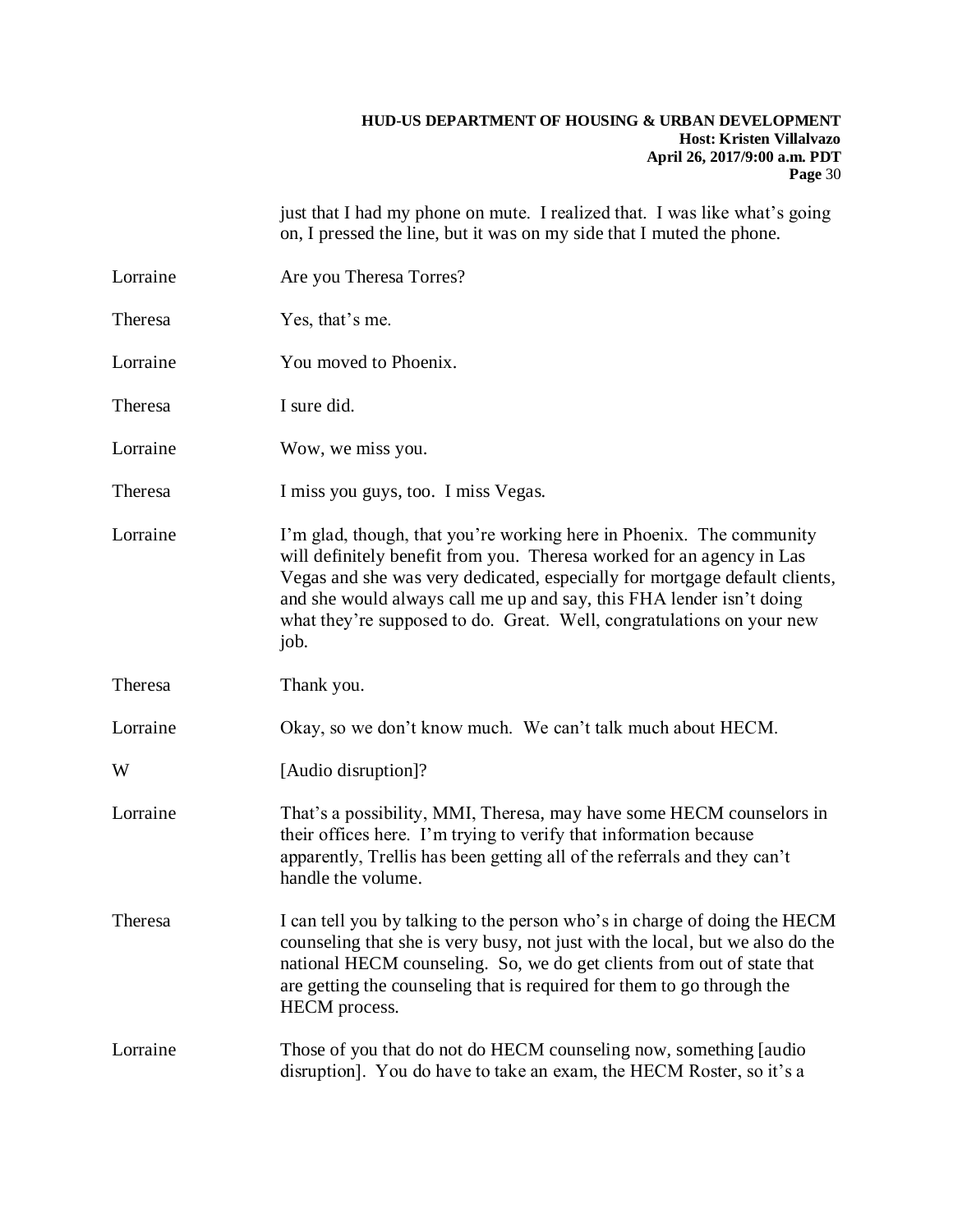just that I had my phone on mute. I realized that. I was like what's going on, I pressed the line, but it was on my side that I muted the phone.

Lorraine Are you Theresa Torres?

Theresa Yes, that's me.

Lorraine You moved to Phoenix.

Theresa I sure did.

Lorraine Wow, we miss you.

Theresa I miss you guys, too. I miss Vegas.

Lorraine I'm glad, though, that you're working here in Phoenix. The community will definitely benefit from you. Theresa worked for an agency in Las Vegas and she was very dedicated, especially for mortgage default clients, and she would always call me up and say, this FHA lender isn't doing what they're supposed to do. Great. Well, congratulations on your new job.

Theresa Thank you.

Lorraine Okay, so we don't know much. We can't talk much about HECM.

W [Audio disruption]?

Lorraine That's a possibility, MMI, Theresa, may have some HECM counselors in their offices here. I'm trying to verify that information because apparently, Trellis has been getting all of the referrals and they can't handle the volume.

Theresa I can tell you by talking to the person who's in charge of doing the HECM counseling that she is very busy, not just with the local, but we also do the national HECM counseling. So, we do get clients from out of state that are getting the counseling that is required for them to go through the HECM process.

Lorraine Those of you that do not do HECM counseling now, something [audio disruption]. You do have to take an exam, the HECM Roster, so it's a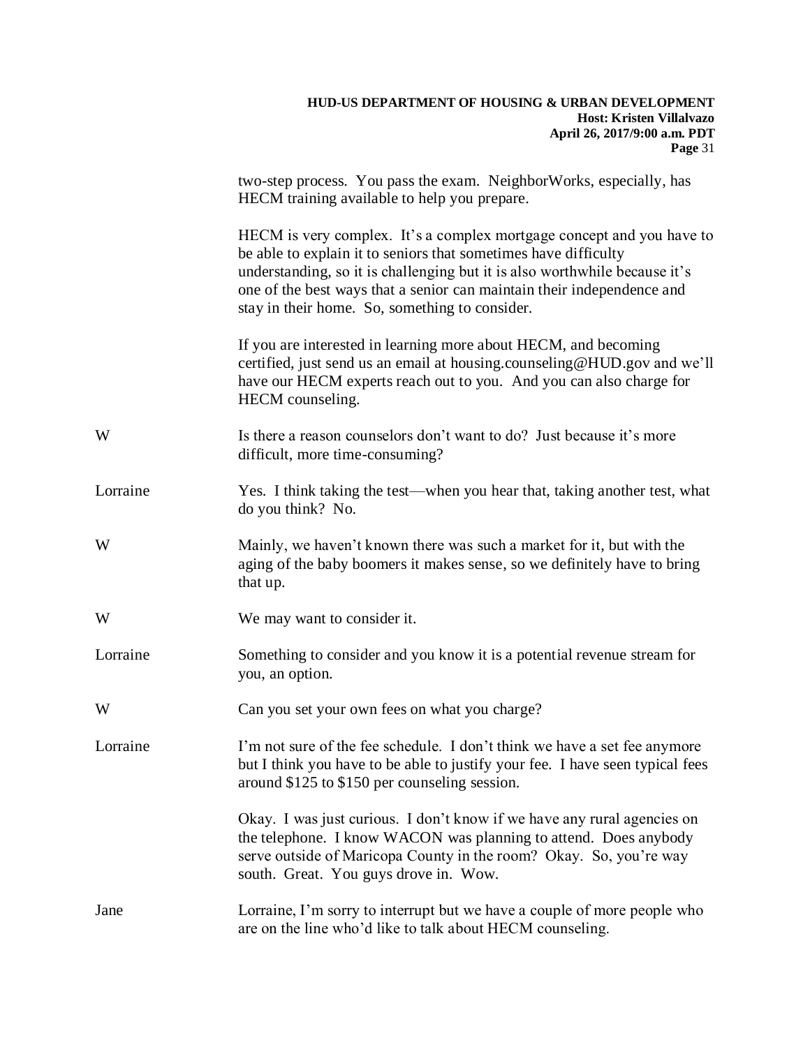two-step process. You pass the exam. NeighborWorks, especially, has HECM training available to help you prepare.

HECM is very complex. It's a complex mortgage concept and you have to be able to explain it to seniors that sometimes have difficulty understanding, so it is challenging but it is also worthwhile because it's one of the best ways that a senior can maintain their independence and stay in their home. So, something to consider.

If you are interested in learning more about HECM, and becoming certified, just send us an email at housing.counseling@HUD.gov and we'll have our HECM experts reach out to you. And you can also charge for HECM counseling.

W — Is there a reason counselors don't want to do? Just because it's more difficult, more time-consuming?

Lorraine — Yes. I think taking the test—when you hear that, taking another test, what do you think? No.

W — Mainly, we haven't known there was such a market for it, but with the aging of the baby boomers it makes sense, so we definitely have to bring that up.

W — We may want to consider it.

Lorraine — Something to consider and you know it is a potential revenue stream for you, an option.

W — Can you set your own fees on what you charge?

Lorraine — I'm not sure of the fee schedule. I don't think we have a set fee anymore but I think you have to be able to justify your fee. I have seen typical fees around $125 to $150 per counseling session.

Okay. I was just curious. I don't know if we have any rural agencies on the telephone. I know WACON was planning to attend. Does anybody serve outside of Maricopa County in the room? Okay. So, you're way south. Great. You guys drove in. Wow.

Jane — Lorraine, I'm sorry to interrupt but we have a couple of more people who are on the line who'd like to talk about HECM counseling.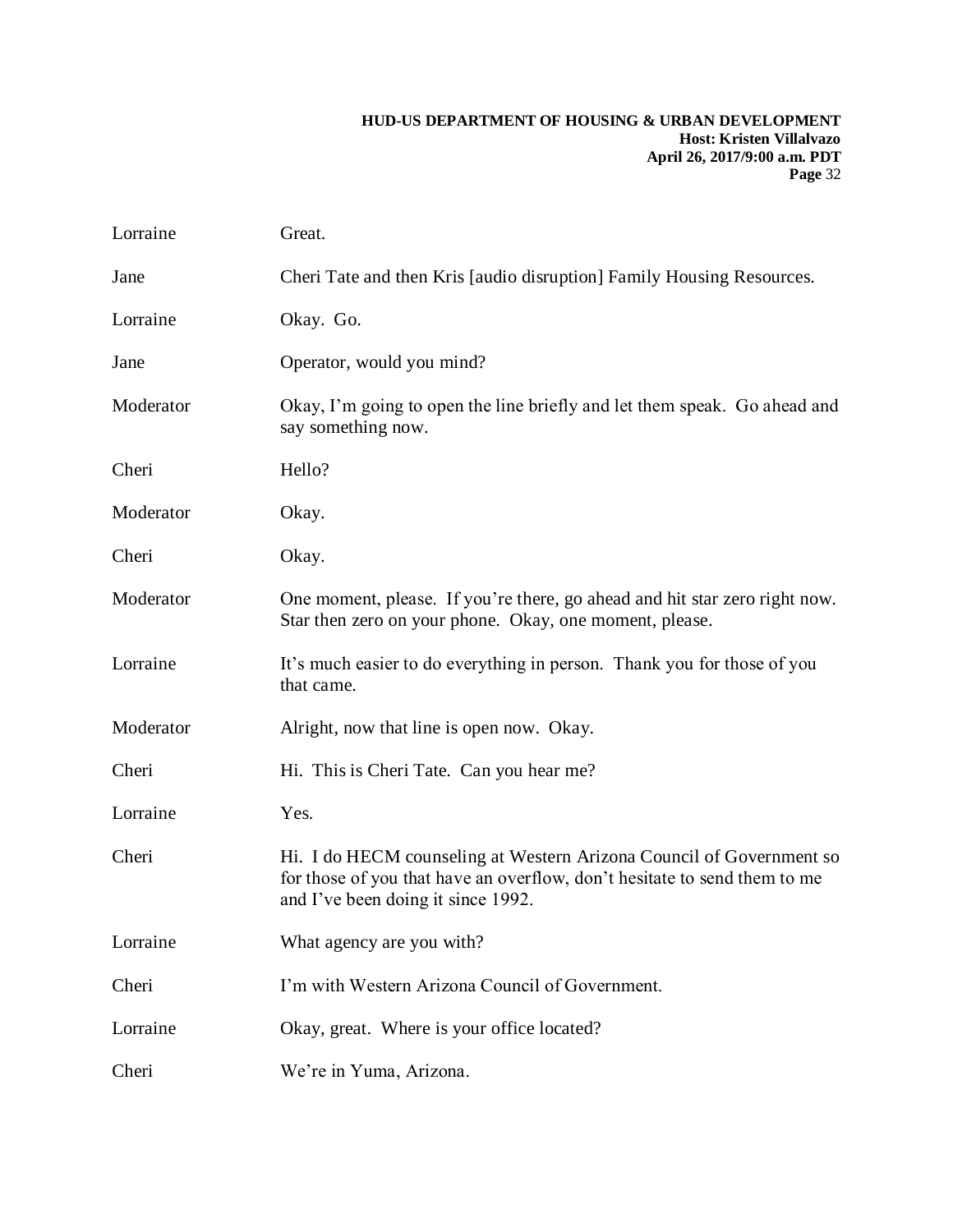Lorraine Great.

Jane Cheri Tate and then Kris [audio disruption] Family Housing Resources.

Lorraine Okay. Go.

Jane Operator, would you mind?

Moderator Okay, I'm going to open the line briefly and let them speak. Go ahead and say something now.

Cheri Hello?

Moderator Okay.

Cheri Okay.

Moderator One moment, please. If you're there, go ahead and hit star zero right now. Star then zero on your phone. Okay, one moment, please.

Lorraine It's much easier to do everything in person. Thank you for those of you that came.

Moderator Alright, now that line is open now. Okay.

Cheri Hi. This is Cheri Tate. Can you hear me?

Lorraine Yes.

Cheri Hi. I do HECM counseling at Western Arizona Council of Government so for those of you that have an overflow, don't hesitate to send them to me and I've been doing it since 1992.

Lorraine What agency are you with?

Cheri I'm with Western Arizona Council of Government.

Lorraine Okay, great. Where is your office located?

Cheri We're in Yuma, Arizona.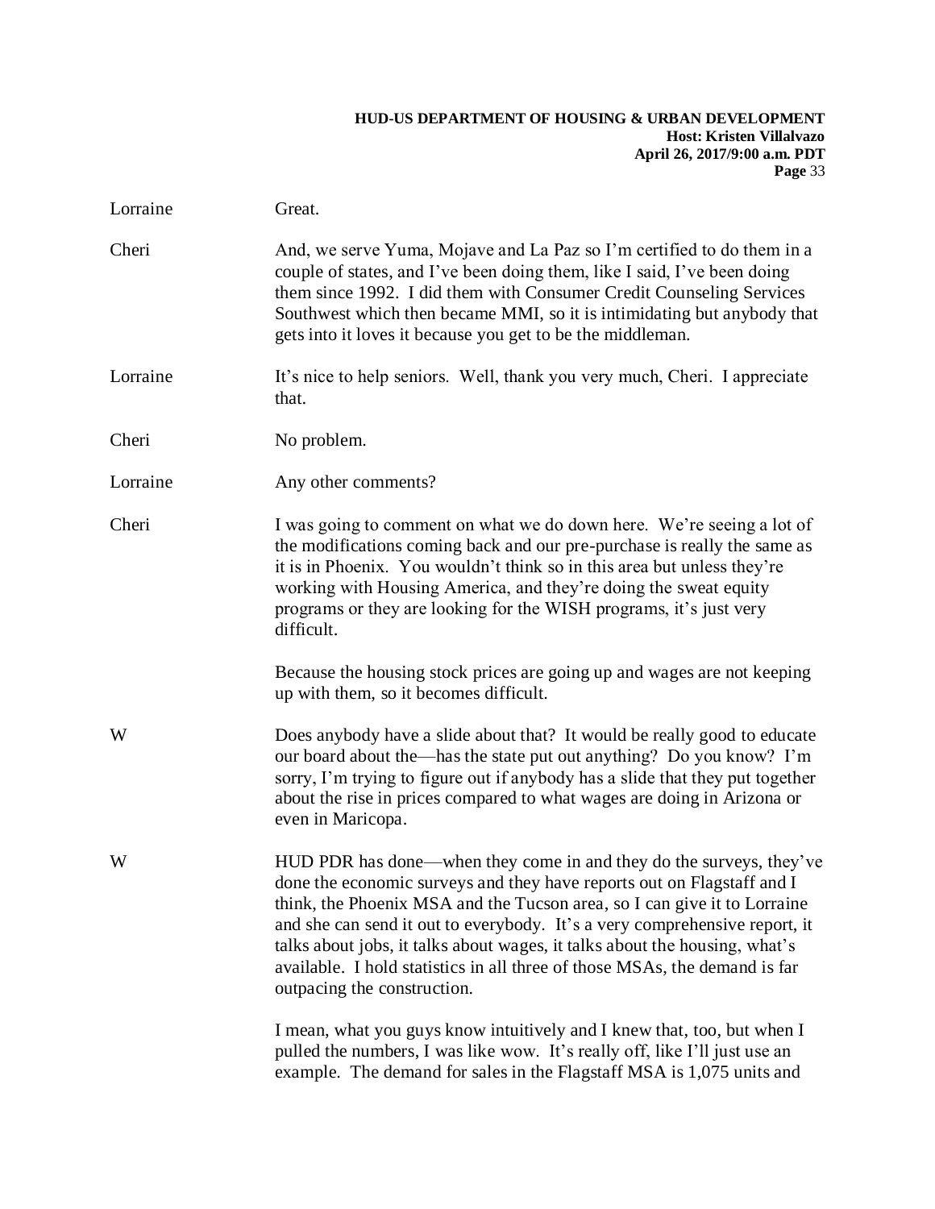Lorraine Great.

Cheri And, we serve Yuma, Mojave and La Paz so I'm certified to do them in a couple of states, and I've been doing them, like I said, I've been doing them since 1992. I did them with Consumer Credit Counseling Services Southwest which then became MMI, so it is intimidating but anybody that gets into it loves it because you get to be the middleman.

Lorraine It's nice to help seniors. Well, thank you very much, Cheri. I appreciate that.

Cheri No problem.

Lorraine Any other comments?

Cheri I was going to comment on what we do down here. We're seeing a lot of the modifications coming back and our pre-purchase is really the same as it is in Phoenix. You wouldn't think so in this area but unless they're working with Housing America, and they're doing the sweat equity programs or they are looking for the WISH programs, it's just very difficult.

Because the housing stock prices are going up and wages are not keeping up with them, so it becomes difficult.

W Does anybody have a slide about that? It would be really good to educate our board about the—has the state put out anything? Do you know? I'm sorry, I'm trying to figure out if anybody has a slide that they put together about the rise in prices compared to what wages are doing in Arizona or even in Maricopa.

W HUD PDR has done—when they come in and they do the surveys, they've done the economic surveys and they have reports out on Flagstaff and I think, the Phoenix MSA and the Tucson area, so I can give it to Lorraine and she can send it out to everybody. It's a very comprehensive report, it talks about jobs, it talks about wages, it talks about the housing, what's available. I hold statistics in all three of those MSAs, the demand is far outpacing the construction.

I mean, what you guys know intuitively and I knew that, too, but when I pulled the numbers, I was like wow. It's really off, like I'll just use an example. The demand for sales in the Flagstaff MSA is 1,075 units and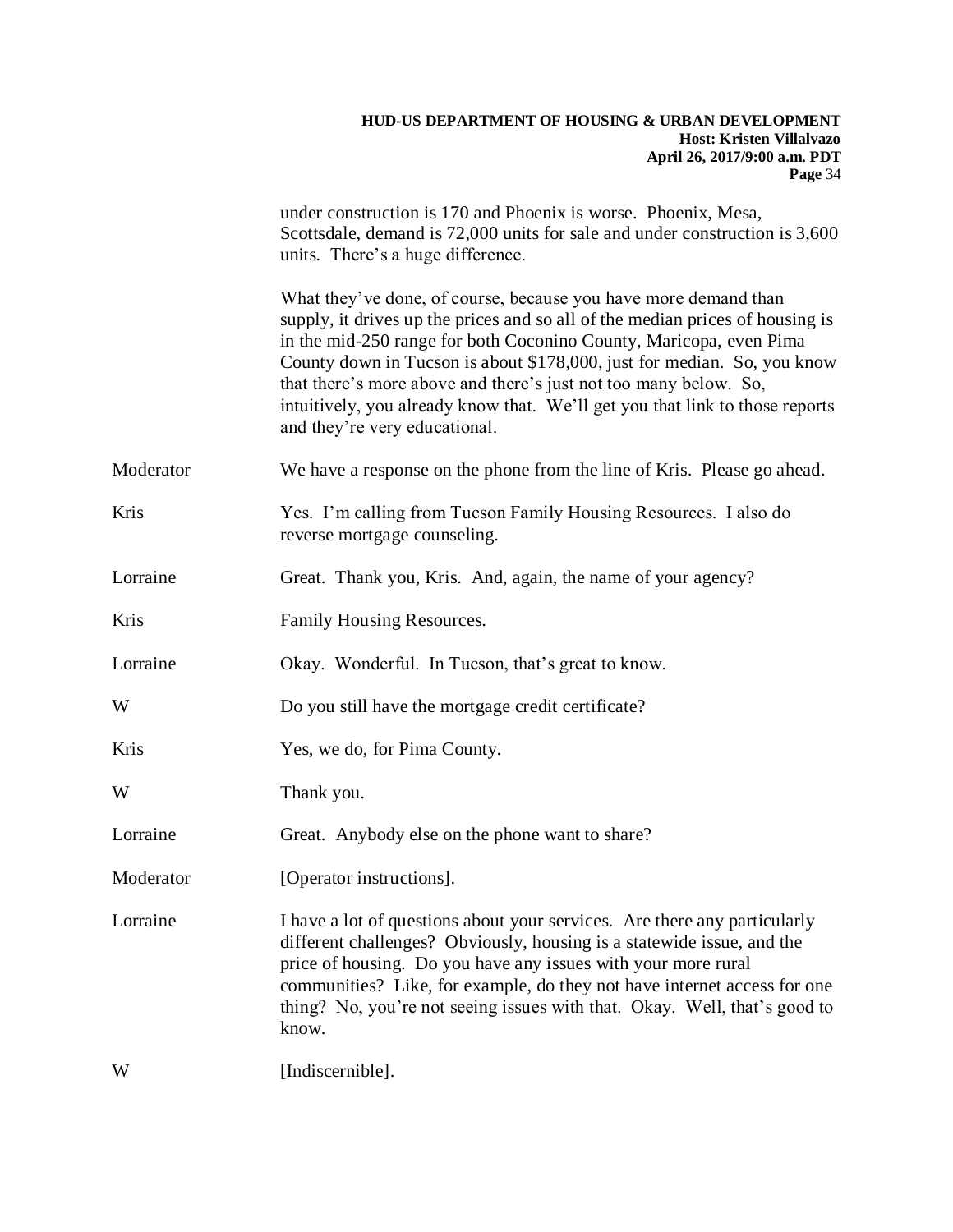under construction is 170 and Phoenix is worse. Phoenix, Mesa, Scottsdale, demand is 72,000 units for sale and under construction is 3,600 units. There's a huge difference.

What they've done, of course, because you have more demand than supply, it drives up the prices and so all of the median prices of housing is in the mid-250 range for both Coconino County, Maricopa, even Pima County down in Tucson is about $178,000, just for median. So, you know that there's more above and there's just not too many below. So, intuitively, you already know that. We'll get you that link to those reports and they're very educational.

| | |
|---|---|
| Moderator | We have a response on the phone from the line of Kris. Please go ahead. |
| Kris | Yes. I'm calling from Tucson Family Housing Resources. I also do reverse mortgage counseling. |
| Lorraine | Great. Thank you, Kris. And, again, the name of your agency? |
| Kris | Family Housing Resources. |
| Lorraine | Okay. Wonderful. In Tucson, that's great to know. |
| W | Do you still have the mortgage credit certificate? |
| Kris | Yes, we do, for Pima County. |
| W | Thank you. |
| Lorraine | Great. Anybody else on the phone want to share? |
| Moderator | [Operator instructions]. |
| Lorraine | I have a lot of questions about your services. Are there any particularly different challenges? Obviously, housing is a statewide issue, and the price of housing. Do you have any issues with your more rural communities? Like, for example, do they not have internet access for one thing? No, you're not seeing issues with that. Okay. Well, that's good to know. |
| W | [Indiscernible]. |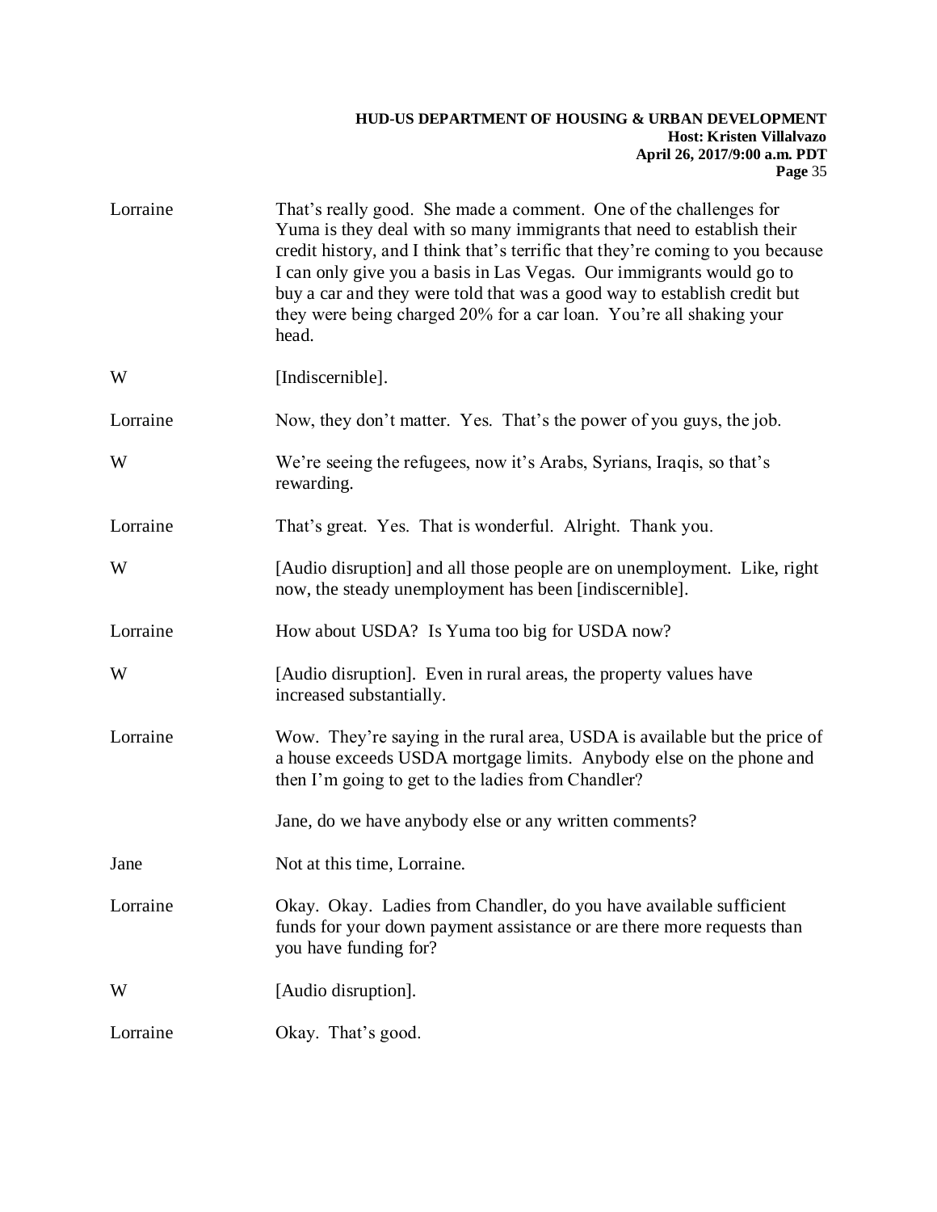Lorraine: That's really good. She made a comment. One of the challenges for Yuma is they deal with so many immigrants that need to establish their credit history, and I think that's terrific that they're coming to you because I can only give you a basis in Las Vegas. Our immigrants would go to buy a car and they were told that was a good way to establish credit but they were being charged 20% for a car loan. You're all shaking your head.

W: [Indiscernible].

Lorraine: Now, they don't matter. Yes. That's the power of you guys, the job.

W: We're seeing the refugees, now it's Arabs, Syrians, Iraqis, so that's rewarding.

Lorraine: That's great. Yes. That is wonderful. Alright. Thank you.

W: [Audio disruption] and all those people are on unemployment. Like, right now, the steady unemployment has been [indiscernible].

Lorraine: How about USDA? Is Yuma too big for USDA now?

W: [Audio disruption]. Even in rural areas, the property values have increased substantially.

Lorraine: Wow. They're saying in the rural area, USDA is available but the price of a house exceeds USDA mortgage limits. Anybody else on the phone and then I'm going to get to the ladies from Chandler?

Jane, do we have anybody else or any written comments?

Jane: Not at this time, Lorraine.

Lorraine: Okay. Okay. Ladies from Chandler, do you have available sufficient funds for your down payment assistance or are there more requests than you have funding for?

W: [Audio disruption].

Lorraine: Okay. That's good.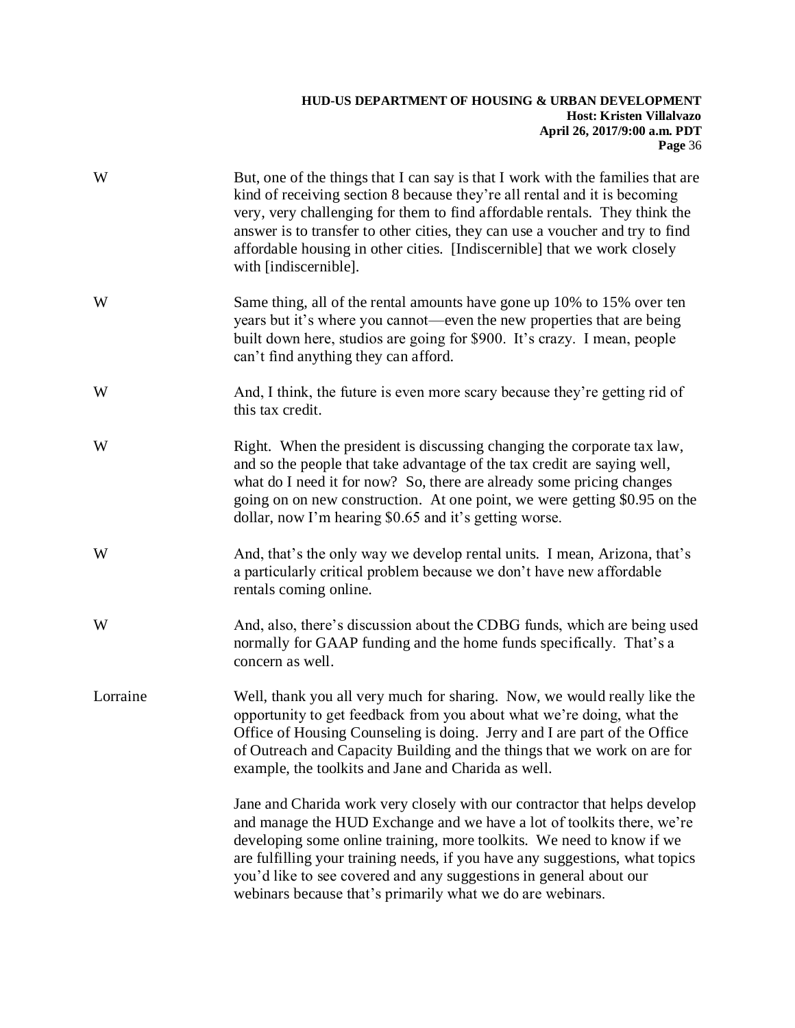W But, one of the things that I can say is that I work with the families that are kind of receiving section 8 because they're all rental and it is becoming very, very challenging for them to find affordable rentals. They think the answer is to transfer to other cities, they can use a voucher and try to find affordable housing in other cities. [Indiscernible] that we work closely with [indiscernible].

W Same thing, all of the rental amounts have gone up 10% to 15% over ten years but it's where you cannot—even the new properties that are being built down here, studios are going for $900. It's crazy. I mean, people can't find anything they can afford.

W And, I think, the future is even more scary because they're getting rid of this tax credit.

W Right. When the president is discussing changing the corporate tax law, and so the people that take advantage of the tax credit are saying well, what do I need it for now? So, there are already some pricing changes going on on new construction. At one point, we were getting $0.95 on the dollar, now I'm hearing $0.65 and it's getting worse.

W And, that's the only way we develop rental units. I mean, Arizona, that's a particularly critical problem because we don't have new affordable rentals coming online.

W And, also, there's discussion about the CDBG funds, which are being used normally for GAAP funding and the home funds specifically. That's a concern as well.

Lorraine Well, thank you all very much for sharing. Now, we would really like the opportunity to get feedback from you about what we're doing, what the Office of Housing Counseling is doing. Jerry and I are part of the Office of Outreach and Capacity Building and the things that we work on are for example, the toolkits and Jane and Charida as well.

Jane and Charida work very closely with our contractor that helps develop and manage the HUD Exchange and we have a lot of toolkits there, we're developing some online training, more toolkits. We need to know if we are fulfilling your training needs, if you have any suggestions, what topics you'd like to see covered and any suggestions in general about our webinars because that's primarily what we do are webinars.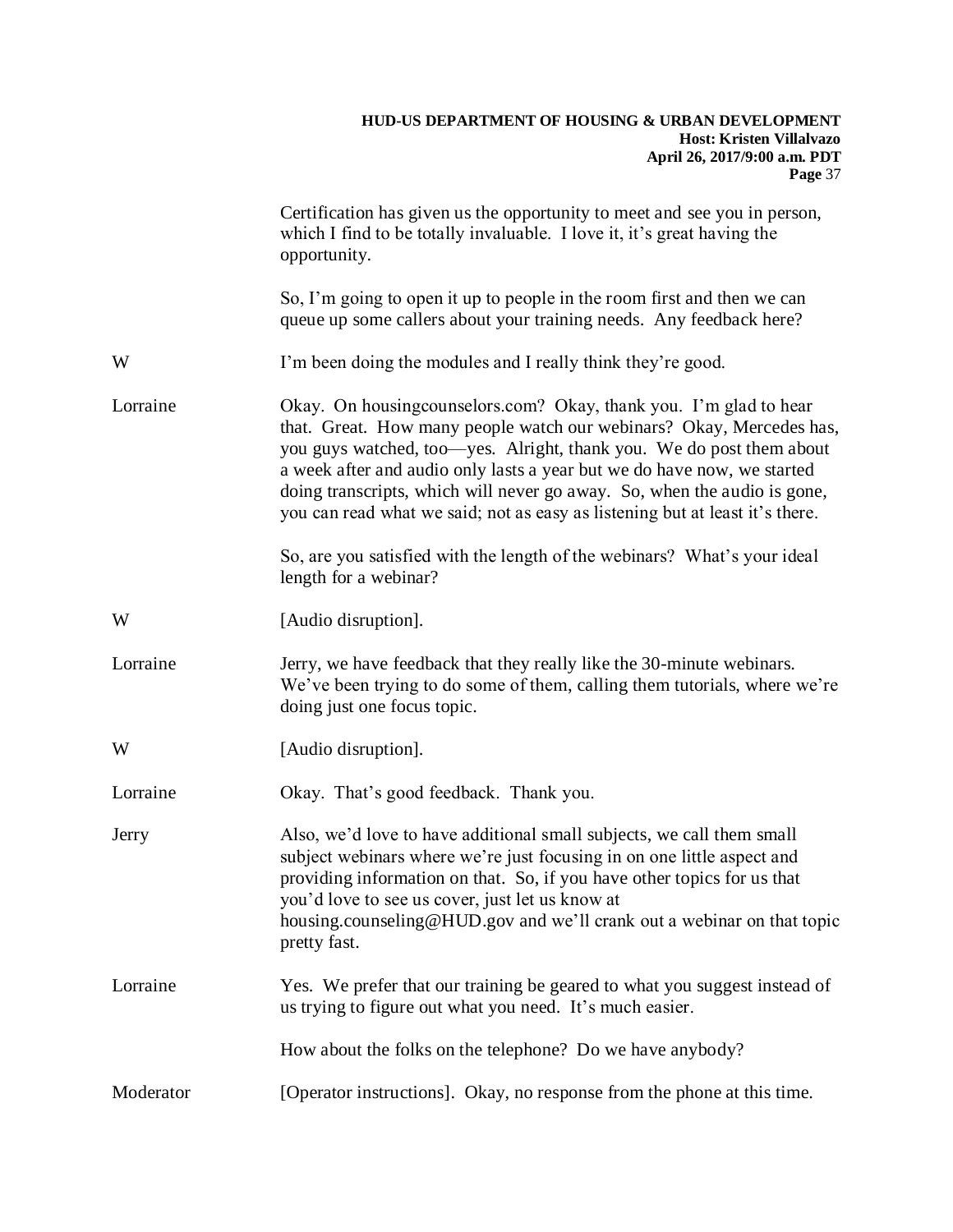Certification has given us the opportunity to meet and see you in person, which I find to be totally invaluable. I love it, it's great having the opportunity.

So, I'm going to open it up to people in the room first and then we can queue up some callers about your training needs. Any feedback here?

W I'm been doing the modules and I really think they're good.

Lorraine Okay. On housingcounselors.com? Okay, thank you. I'm glad to hear that. Great. How many people watch our webinars? Okay, Mercedes has, you guys watched, too—yes. Alright, thank you. We do post them about a week after and audio only lasts a year but we do have now, we started doing transcripts, which will never go away. So, when the audio is gone, you can read what we said; not as easy as listening but at least it's there.

So, are you satisfied with the length of the webinars? What's your ideal length for a webinar?

W [Audio disruption].

Lorraine Jerry, we have feedback that they really like the 30-minute webinars. We've been trying to do some of them, calling them tutorials, where we're doing just one focus topic.

W [Audio disruption].

Lorraine Okay. That's good feedback. Thank you.

Jerry Also, we'd love to have additional small subjects, we call them small subject webinars where we're just focusing in on one little aspect and providing information on that. So, if you have other topics for us that you'd love to see us cover, just let us know at housing.counseling@HUD.gov and we'll crank out a webinar on that topic pretty fast.

Lorraine Yes. We prefer that our training be geared to what you suggest instead of us trying to figure out what you need. It's much easier.

How about the folks on the telephone? Do we have anybody?

Moderator [Operator instructions]. Okay, no response from the phone at this time.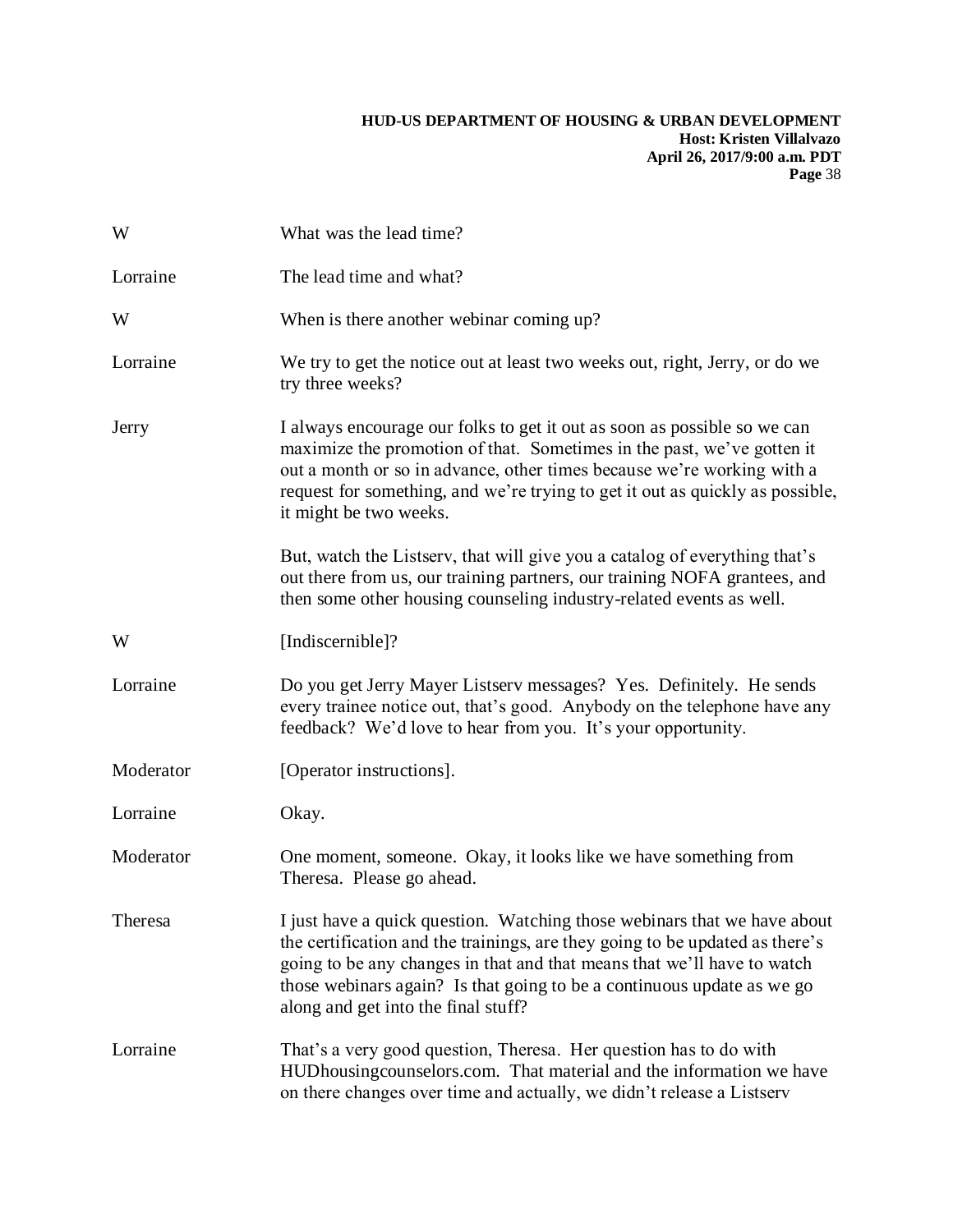W What was the lead time?

Lorraine The lead time and what?

W When is there another webinar coming up?

Lorraine We try to get the notice out at least two weeks out, right, Jerry, or do we try three weeks?

Jerry I always encourage our folks to get it out as soon as possible so we can maximize the promotion of that. Sometimes in the past, we've gotten it out a month or so in advance, other times because we're working with a request for something, and we're trying to get it out as quickly as possible, it might be two weeks.

But, watch the Listserv, that will give you a catalog of everything that's out there from us, our training partners, our training NOFA grantees, and then some other housing counseling industry-related events as well.

W [Indiscernible]?

Lorraine Do you get Jerry Mayer Listserv messages? Yes. Definitely. He sends every trainee notice out, that's good. Anybody on the telephone have any feedback? We'd love to hear from you. It's your opportunity.

Moderator [Operator instructions].

Lorraine Okay.

Moderator One moment, someone. Okay, it looks like we have something from Theresa. Please go ahead.

Theresa I just have a quick question. Watching those webinars that we have about the certification and the trainings, are they going to be updated as there's going to be any changes in that and that means that we'll have to watch those webinars again? Is that going to be a continuous update as we go along and get into the final stuff?

Lorraine That's a very good question, Theresa. Her question has to do with HUDhousingcounselors.com. That material and the information we have on there changes over time and actually, we didn't release a Listserv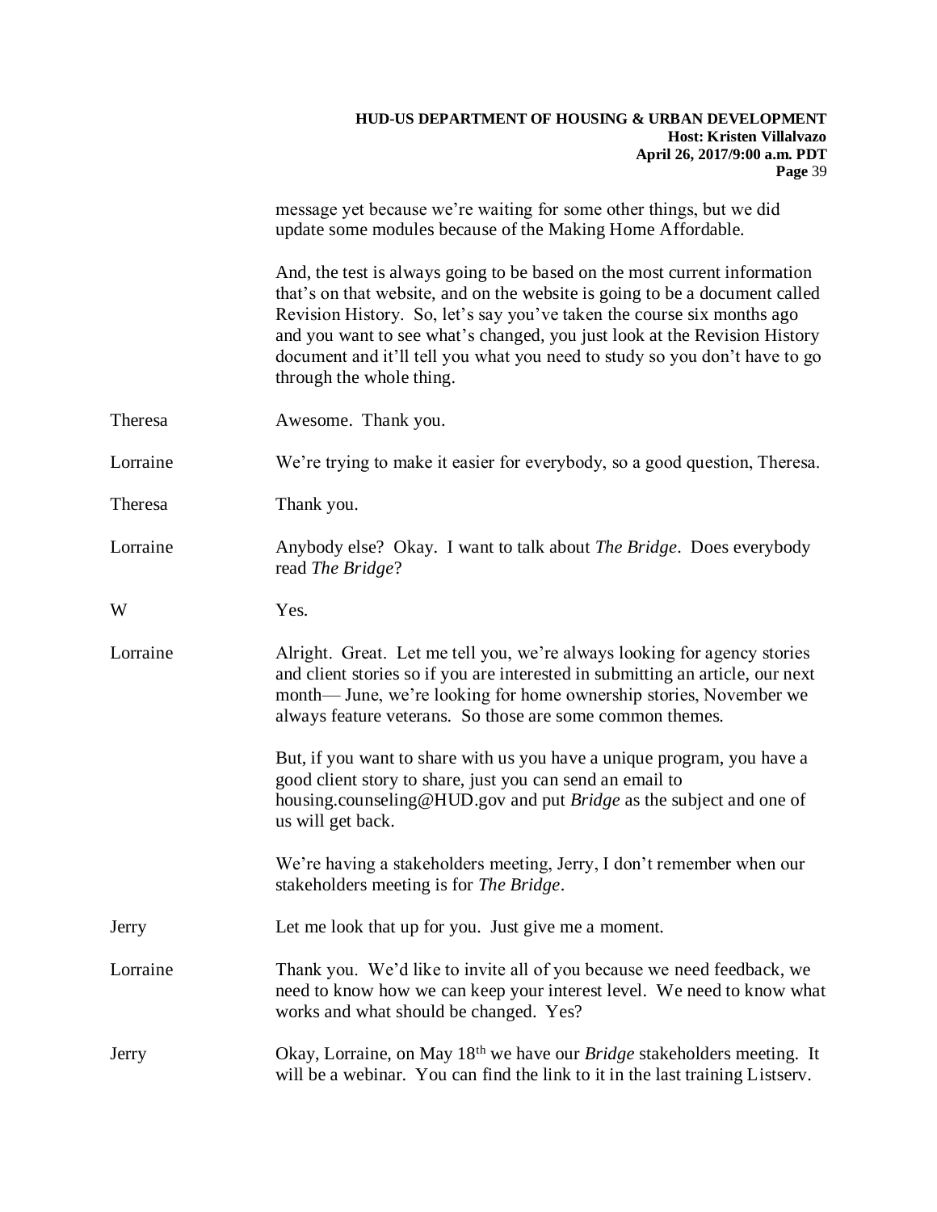message yet because we're waiting for some other things, but we did update some modules because of the Making Home Affordable.

And, the test is always going to be based on the most current information that's on that website, and on the website is going to be a document called Revision History. So, let's say you've taken the course six months ago and you want to see what's changed, you just look at the Revision History document and it'll tell you what you need to study so you don't have to go through the whole thing.

Theresa: Awesome. Thank you.

Lorraine: We're trying to make it easier for everybody, so a good question, Theresa.

Theresa: Thank you.

Lorraine: Anybody else? Okay. I want to talk about *The Bridge*. Does everybody read *The Bridge*?

W: Yes.

Lorraine: Alright. Great. Let me tell you, we're always looking for agency stories and client stories so if you are interested in submitting an article, our next month— June, we're looking for home ownership stories, November we always feature veterans. So those are some common themes.

But, if you want to share with us you have a unique program, you have a good client story to share, just you can send an email to housing.counseling@HUD.gov and put *Bridge* as the subject and one of us will get back.

We're having a stakeholders meeting, Jerry, I don't remember when our stakeholders meeting is for *The Bridge*.

Jerry: Let me look that up for you. Just give me a moment.

Lorraine: Thank you. We'd like to invite all of you because we need feedback, we need to know how we can keep your interest level. We need to know what works and what should be changed. Yes?

Jerry: Okay, Lorraine, on May 18th we have our *Bridge* stakeholders meeting. It will be a webinar. You can find the link to it in the last training Listserv.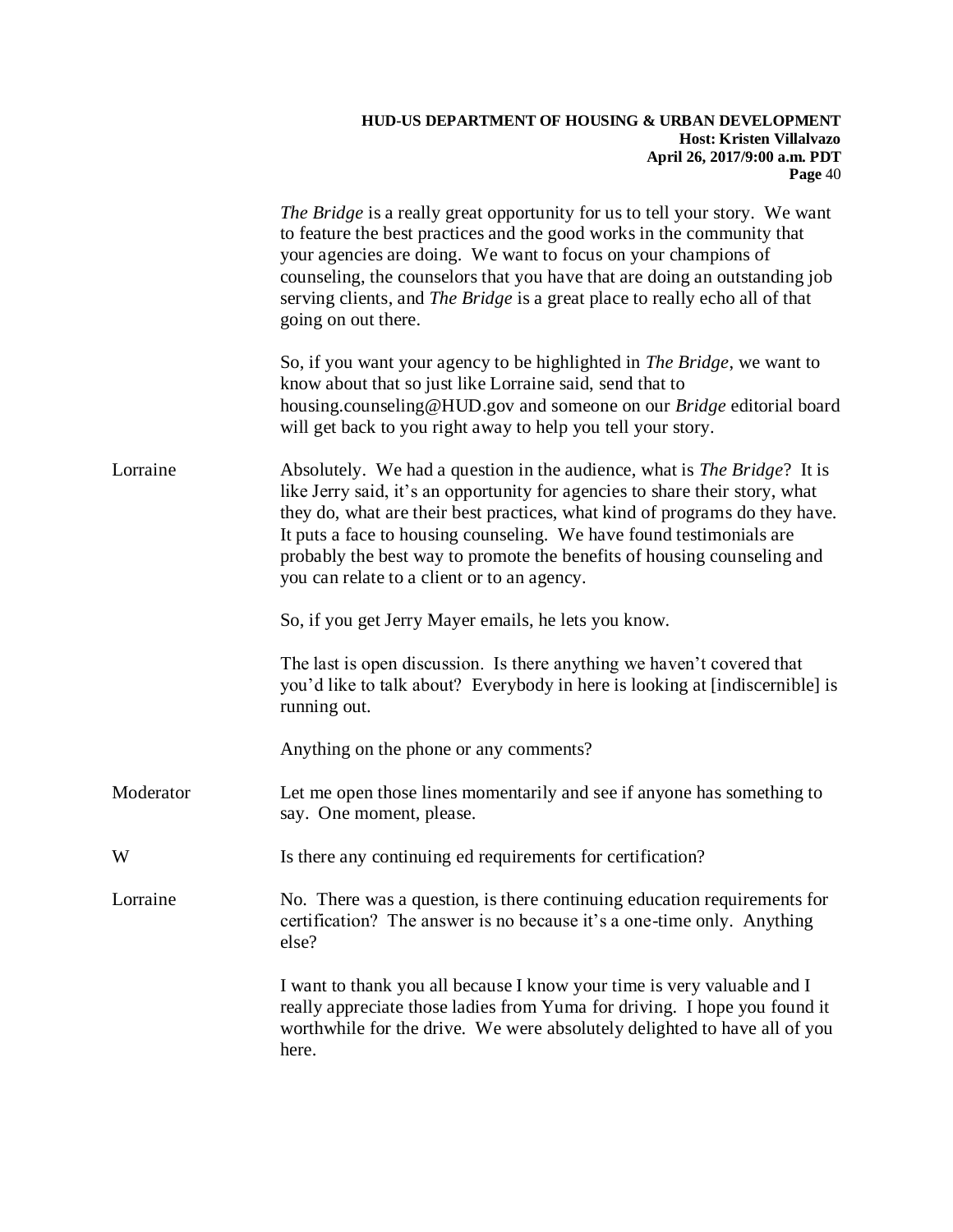*The Bridge* is a really great opportunity for us to tell your story. We want to feature the best practices and the good works in the community that your agencies are doing. We want to focus on your champions of counseling, the counselors that you have that are doing an outstanding job serving clients, and *The Bridge* is a great place to really echo all of that going on out there.

So, if you want your agency to be highlighted in *The Bridge*, we want to know about that so just like Lorraine said, send that to housing.counseling@HUD.gov and someone on our *Bridge* editorial board will get back to you right away to help you tell your story.

Lorraine: Absolutely. We had a question in the audience, what is *The Bridge*? It is like Jerry said, it's an opportunity for agencies to share their story, what they do, what are their best practices, what kind of programs do they have. It puts a face to housing counseling. We have found testimonials are probably the best way to promote the benefits of housing counseling and you can relate to a client or to an agency.

So, if you get Jerry Mayer emails, he lets you know.

The last is open discussion. Is there anything we haven't covered that you'd like to talk about? Everybody in here is looking at [indiscernible] is running out.

Anything on the phone or any comments?

Moderator: Let me open those lines momentarily and see if anyone has something to say. One moment, please.

W: Is there any continuing ed requirements for certification?

Lorraine: No. There was a question, is there continuing education requirements for certification? The answer is no because it's a one-time only. Anything else?

I want to thank you all because I know your time is very valuable and I really appreciate those ladies from Yuma for driving. I hope you found it worthwhile for the drive. We were absolutely delighted to have all of you here.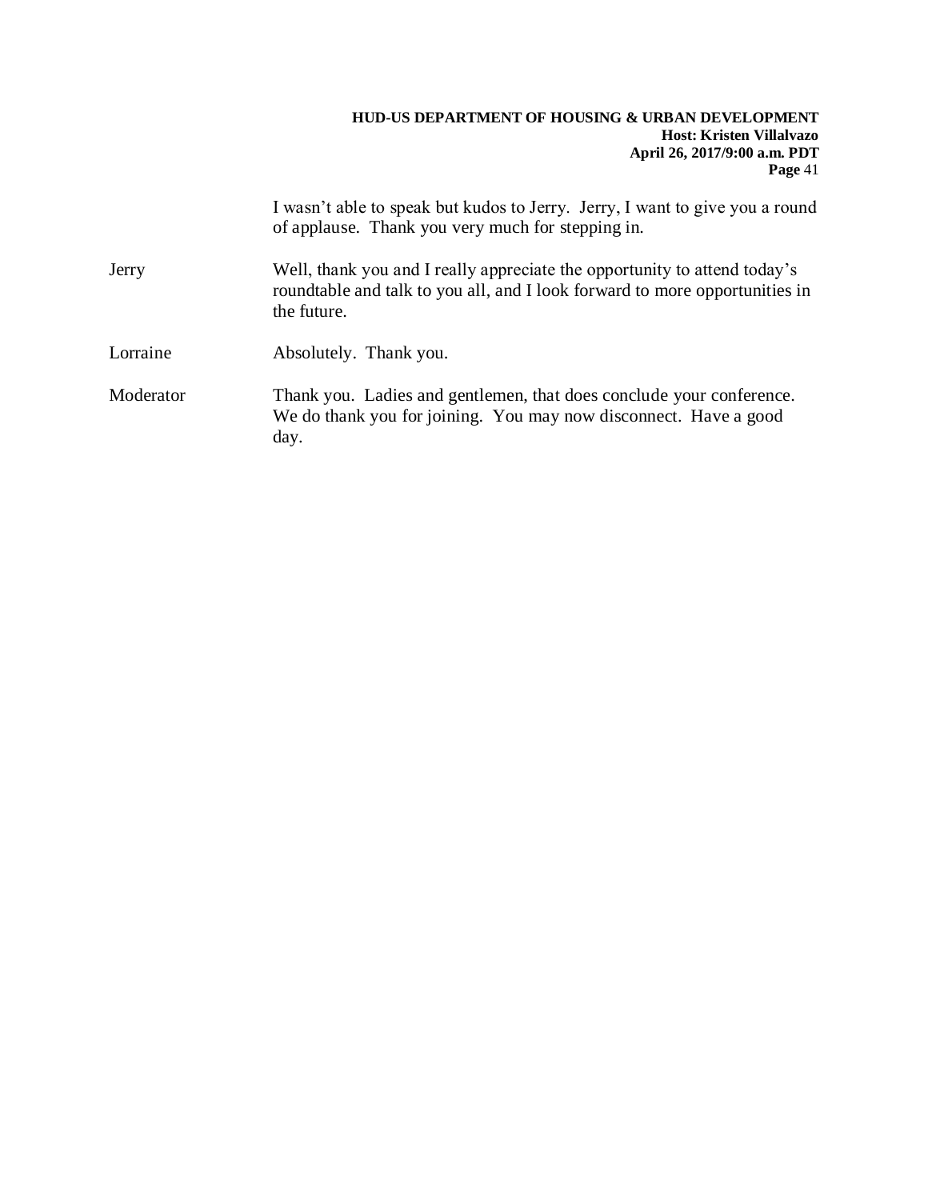I wasn't able to speak but kudos to Jerry. Jerry, I want to give you a round of applause. Thank you very much for stepping in.

Jerry: Well, thank you and I really appreciate the opportunity to attend today's roundtable and talk to you all, and I look forward to more opportunities in the future.

Lorraine: Absolutely. Thank you.

Moderator: Thank you. Ladies and gentlemen, that does conclude your conference. We do thank you for joining. You may now disconnect. Have a good day.